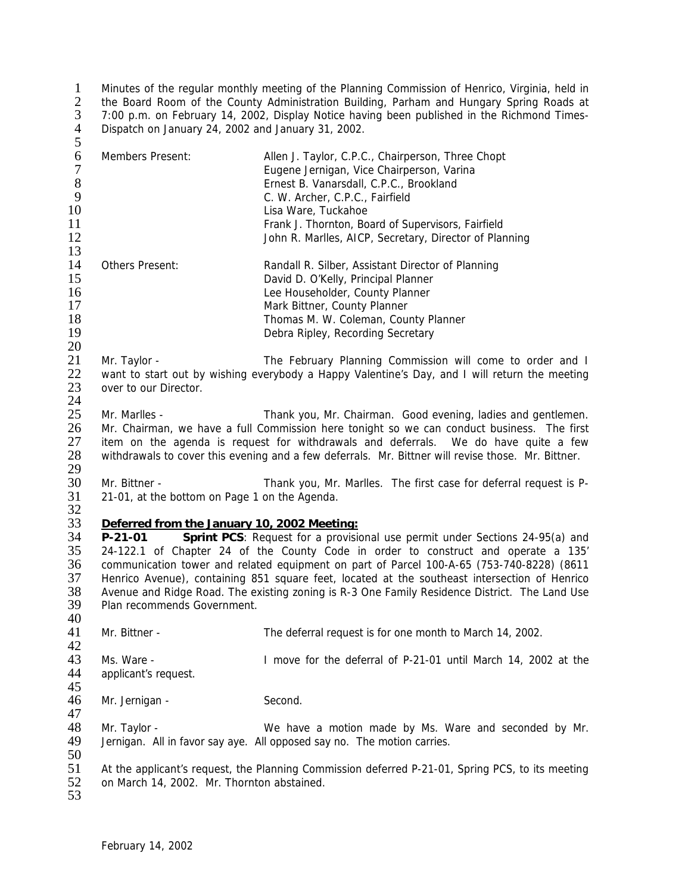Minutes of the regular monthly meeting of the Planning Commission of Henrico, Virginia, held in the Board Room of the County Administration Building, Parham and Hungary Spring Roads at 7:00 p.m. on February 14, 2002, Display Notice having been published in the Richmond Times-Dispatch on January 24, 2002 and January 31, 2002.

| | |
|---|---|
| Members Present: | Allen J. Taylor, C.P.C., Chairperson, Three Chopt |
| | Eugene Jernigan, Vice Chairperson, Varina |
| | Ernest B. Vanarsdall, C.P.C., Brookland |
| | C. W. Archer, C.P.C., Fairfield |
| | Lisa Ware, Tuckahoe |
| | Frank J. Thornton, Board of Supervisors, Fairfield |
| | John R. Marlles, AICP, Secretary, Director of Planning |
| Others Present: | Randall R. Silber, Assistant Director of Planning |
| | David D. O'Kelly, Principal Planner |
| | Lee Householder, County Planner |
| | Mark Bittner, County Planner |
| | Thomas M. W. Coleman, County Planner |
| | Debra Ripley, Recording Secretary |

Mr. Taylor - The February Planning Commission will come to order and I want to start out by wishing everybody a Happy Valentine's Day, and I will return the meeting over to our Director.

Mr. Marlles - Thank you, Mr. Chairman. Good evening, ladies and gentlemen. Mr. Chairman, we have a full Commission here tonight so we can conduct business. The first item on the agenda is request for withdrawals and deferrals. We do have quite a few withdrawals to cover this evening and a few deferrals. Mr. Bittner will revise those. Mr. Bittner.

Mr. Bittner - Thank you, Mr. Marlles. The first case for deferral request is P-21-01, at the bottom on Page 1 on the Agenda.

**Deferred from the January 10, 2002 Meeting:**

**P-21-01 Sprint PCS**: Request for a provisional use permit under Sections 24-95(a) and 24-122.1 of Chapter 24 of the County Code in order to construct and operate a 135' communication tower and related equipment on part of Parcel 100-A-65 (753-740-8228) (8611 Henrico Avenue), containing 851 square feet, located at the southeast intersection of Henrico Avenue and Ridge Road. The existing zoning is R-3 One Family Residence District. The Land Use Plan recommends Government.

Mr. Bittner - The deferral request is for one month to March 14, 2002.

Ms. Ware - I move for the deferral of P-21-01 until March 14, 2002 at the applicant's request.

Mr. Jernigan - Second.

Mr. Taylor - We have a motion made by Ms. Ware and seconded by Mr. Jernigan. All in favor say aye. All opposed say no. The motion carries.

At the applicant's request, the Planning Commission deferred P-21-01, Spring PCS, to its meeting on March 14, 2002. Mr. Thornton abstained.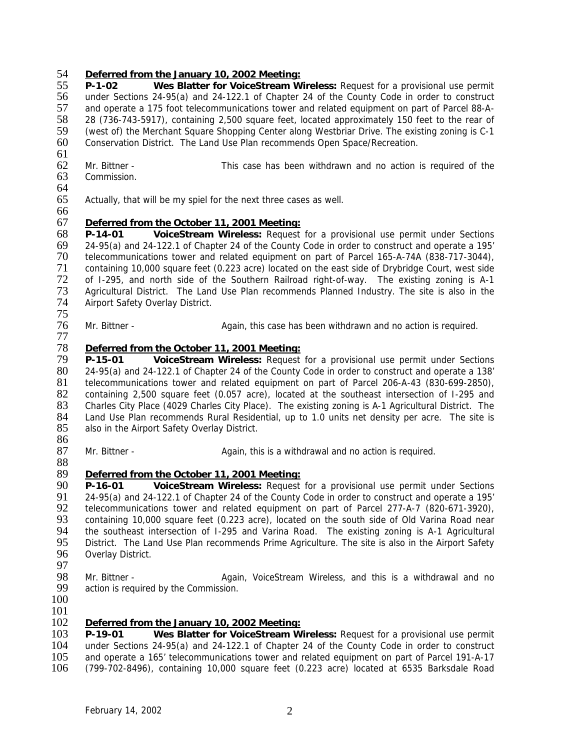**Deferred from the January 10, 2002 Meeting:**

**P-1-02 Wes Blatter for VoiceStream Wireless:** Request for a provisional use permit under Sections 24-95(a) and 24-122.1 of Chapter 24 of the County Code in order to construct and operate a 175 foot telecommunications tower and related equipment on part of Parcel 88-A-28 (736-743-5917), containing 2,500 square feet, located approximately 150 feet to the rear of (west of) the Merchant Square Shopping Center along Westbriar Drive. The existing zoning is C-1 Conservation District. The Land Use Plan recommends Open Space/Recreation.

Mr. Bittner - This case has been withdrawn and no action is required of the Commission.

Actually, that will be my spiel for the next three cases as well.

**Deferred from the October 11, 2001 Meeting:**

**P-14-01 VoiceStream Wireless:** Request for a provisional use permit under Sections 24-95(a) and 24-122.1 of Chapter 24 of the County Code in order to construct and operate a 195' telecommunications tower and related equipment on part of Parcel 165-A-74A (838-717-3044), containing 10,000 square feet (0.223 acre) located on the east side of Drybridge Court, west side of I-295, and north side of the Southern Railroad right-of-way. The existing zoning is A-1 Agricultural District. The Land Use Plan recommends Planned Industry. The site is also in the Airport Safety Overlay District.

Mr. Bittner - Again, this case has been withdrawn and no action is required.

**Deferred from the October 11, 2001 Meeting:**

**P-15-01 VoiceStream Wireless:** Request for a provisional use permit under Sections 24-95(a) and 24-122.1 of Chapter 24 of the County Code in order to construct and operate a 138' telecommunications tower and related equipment on part of Parcel 206-A-43 (830-699-2850), containing 2,500 square feet (0.057 acre), located at the southeast intersection of I-295 and Charles City Place (4029 Charles City Place). The existing zoning is A-1 Agricultural District. The Land Use Plan recommends Rural Residential, up to 1.0 units net density per acre. The site is also in the Airport Safety Overlay District.

Mr. Bittner - Again, this is a withdrawal and no action is required.

**Deferred from the October 11, 2001 Meeting:**

**P-16-01 VoiceStream Wireless:** Request for a provisional use permit under Sections 24-95(a) and 24-122.1 of Chapter 24 of the County Code in order to construct and operate a 195' telecommunications tower and related equipment on part of Parcel 277-A-7 (820-671-3920), containing 10,000 square feet (0.223 acre), located on the south side of Old Varina Road near the southeast intersection of I-295 and Varina Road. The existing zoning is A-1 Agricultural District. The Land Use Plan recommends Prime Agriculture. The site is also in the Airport Safety Overlay District.

Mr. Bittner - Again, VoiceStream Wireless, and this is a withdrawal and no action is required by the Commission.

**Deferred from the January 10, 2002 Meeting:**

**P-19-01 Wes Blatter for VoiceStream Wireless:** Request for a provisional use permit under Sections 24-95(a) and 24-122.1 of Chapter 24 of the County Code in order to construct and operate a 165' telecommunications tower and related equipment on part of Parcel 191-A-17 (799-702-8496), containing 10,000 square feet (0.223 acre) located at 6535 Barksdale Road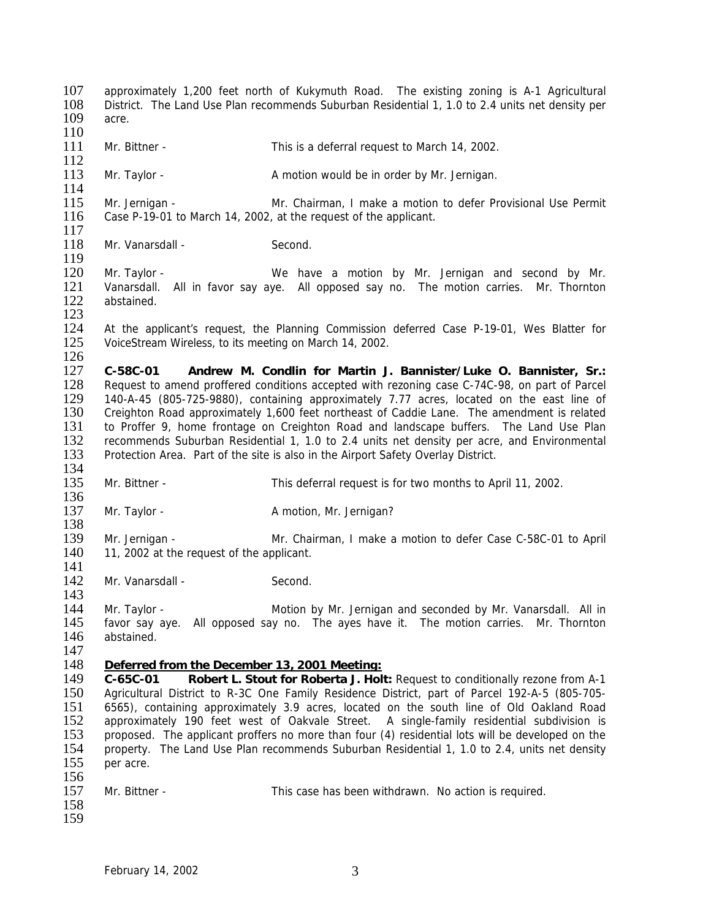approximately 1,200 feet north of Kukymuth Road. The existing zoning is A-1 Agricultural District. The Land Use Plan recommends Suburban Residential 1, 1.0 to 2.4 units net density per acre.

Mr. Bittner - This is a deferral request to March 14, 2002.

Mr. Taylor - A motion would be in order by Mr. Jernigan.

Mr. Jernigan - Mr. Chairman, I make a motion to defer Provisional Use Permit Case P-19-01 to March 14, 2002, at the request of the applicant.

Mr. Vanarsdall - Second.

Mr. Taylor - We have a motion by Mr. Jernigan and second by Mr. Vanarsdall. All in favor say aye. All opposed say no. The motion carries. Mr. Thornton abstained.

At the applicant's request, the Planning Commission deferred Case P-19-01, Wes Blatter for VoiceStream Wireless, to its meeting on March 14, 2002.

**C-58C-01 Andrew M. Condlin for Martin J. Bannister/Luke O. Bannister, Sr.:** Request to amend proffered conditions accepted with rezoning case C-74C-98, on part of Parcel 140-A-45 (805-725-9880), containing approximately 7.77 acres, located on the east line of Creighton Road approximately 1,600 feet northeast of Caddie Lane. The amendment is related to Proffer 9, home frontage on Creighton Road and landscape buffers. The Land Use Plan recommends Suburban Residential 1, 1.0 to 2.4 units net density per acre, and Environmental Protection Area. Part of the site is also in the Airport Safety Overlay District.

Mr. Bittner - This deferral request is for two months to April 11, 2002.

Mr. Taylor - A motion, Mr. Jernigan?

Mr. Jernigan - Mr. Chairman, I make a motion to defer Case C-58C-01 to April 11, 2002 at the request of the applicant.

Mr. Vanarsdall - Second.

Mr. Taylor - Motion by Mr. Jernigan and seconded by Mr. Vanarsdall. All in favor say aye. All opposed say no. The ayes have it. The motion carries. Mr. Thornton abstained.

**<u>Deferred from the December 13, 2001 Meeting:</u>**

**C-65C-01 Robert L. Stout for Roberta J. Holt:** Request to conditionally rezone from A-1 Agricultural District to R-3C One Family Residence District, part of Parcel 192-A-5 (805-705-6565), containing approximately 3.9 acres, located on the south line of Old Oakland Road approximately 190 feet west of Oakvale Street. A single-family residential subdivision is proposed. The applicant proffers no more than four (4) residential lots will be developed on the property. The Land Use Plan recommends Suburban Residential 1, 1.0 to 2.4, units net density per acre.

Mr. Bittner - This case has been withdrawn. No action is required.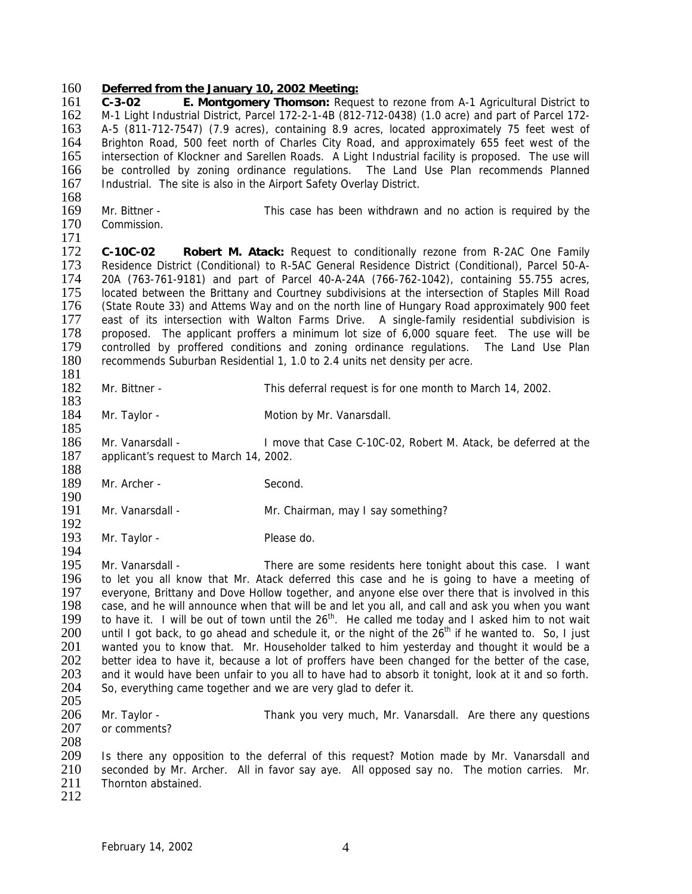**Deferred from the January 10, 2002 Meeting:**

**C-3-02 E. Montgomery Thomson:** Request to rezone from A-1 Agricultural District to M-1 Light Industrial District, Parcel 172-2-1-4B (812-712-0438) (1.0 acre) and part of Parcel 172-A-5 (811-712-7547) (7.9 acres), containing 8.9 acres, located approximately 75 feet west of Brighton Road, 500 feet north of Charles City Road, and approximately 655 feet west of the intersection of Klockner and Sarellen Roads. A Light Industrial facility is proposed. The use will be controlled by zoning ordinance regulations. The Land Use Plan recommends Planned Industrial. The site is also in the Airport Safety Overlay District.

Mr. Bittner - This case has been withdrawn and no action is required by the Commission.

**C-10C-02 Robert M. Atack:** Request to conditionally rezone from R-2AC One Family Residence District (Conditional) to R-5AC General Residence District (Conditional), Parcel 50-A-20A (763-761-9181) and part of Parcel 40-A-24A (766-762-1042), containing 55.755 acres, located between the Brittany and Courtney subdivisions at the intersection of Staples Mill Road (State Route 33) and Attems Way and on the north line of Hungary Road approximately 900 feet east of its intersection with Walton Farms Drive. A single-family residential subdivision is proposed. The applicant proffers a minimum lot size of 6,000 square feet. The use will be controlled by proffered conditions and zoning ordinance regulations. The Land Use Plan recommends Suburban Residential 1, 1.0 to 2.4 units net density per acre.

Mr. Bittner - This deferral request is for one month to March 14, 2002.

Mr. Taylor - Motion by Mr. Vanarsdall.

Mr. Vanarsdall - I move that Case C-10C-02, Robert M. Atack, be deferred at the applicant's request to March 14, 2002.

Mr. Archer - Second.

Mr. Vanarsdall - Mr. Chairman, may I say something?

Mr. Taylor - Please do.

Mr. Vanarsdall - There are some residents here tonight about this case. I want to let you all know that Mr. Atack deferred this case and he is going to have a meeting of everyone, Brittany and Dove Hollow together, and anyone else over there that is involved in this case, and he will announce when that will be and let you all, and call and ask you when you want to have it. I will be out of town until the 26th. He called me today and I asked him to not wait until I got back, to go ahead and schedule it, or the night of the 26th if he wanted to. So, I just wanted you to know that. Mr. Householder talked to him yesterday and thought it would be a better idea to have it, because a lot of proffers have been changed for the better of the case, and it would have been unfair to you all to have had to absorb it tonight, look at it and so forth. So, everything came together and we are very glad to defer it.

Mr. Taylor - Thank you very much, Mr. Vanarsdall. Are there any questions or comments?

Is there any opposition to the deferral of this request? Motion made by Mr. Vanarsdall and seconded by Mr. Archer. All in favor say aye. All opposed say no. The motion carries. Mr. Thornton abstained.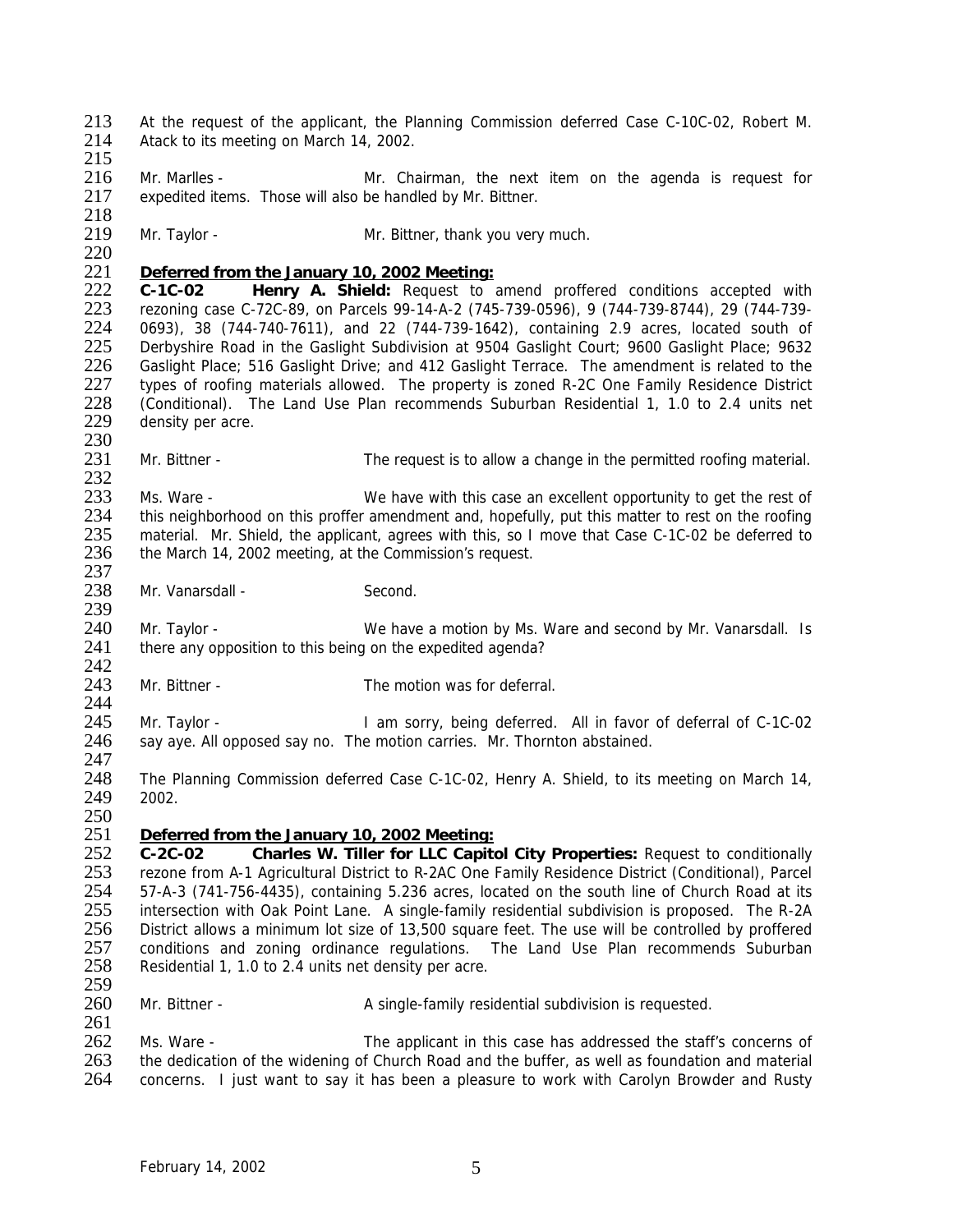At the request of the applicant, the Planning Commission deferred Case C-10C-02, Robert M. Atack to its meeting on March 14, 2002.

Mr. Marlles - Mr. Chairman, the next item on the agenda is request for expedited items. Those will also be handled by Mr. Bittner.

Mr. Taylor - Mr. Bittner, thank you very much.

**Deferred from the January 10, 2002 Meeting:**

**C-1C-02 Henry A. Shield:** Request to amend proffered conditions accepted with rezoning case C-72C-89, on Parcels 99-14-A-2 (745-739-0596), 9 (744-739-8744), 29 (744-739-0693), 38 (744-740-7611), and 22 (744-739-1642), containing 2.9 acres, located south of Derbyshire Road in the Gaslight Subdivision at 9504 Gaslight Court; 9600 Gaslight Place; 9632 Gaslight Place; 516 Gaslight Drive; and 412 Gaslight Terrace. The amendment is related to the types of roofing materials allowed. The property is zoned R-2C One Family Residence District (Conditional). The Land Use Plan recommends Suburban Residential 1, 1.0 to 2.4 units net density per acre.

Mr. Bittner - The request is to allow a change in the permitted roofing material.

Ms. Ware - We have with this case an excellent opportunity to get the rest of this neighborhood on this proffer amendment and, hopefully, put this matter to rest on the roofing material. Mr. Shield, the applicant, agrees with this, so I move that Case C-1C-02 be deferred to the March 14, 2002 meeting, at the Commission's request.

Mr. Vanarsdall - Second.

Mr. Taylor - We have a motion by Ms. Ware and second by Mr. Vanarsdall. Is there any opposition to this being on the expedited agenda?

Mr. Bittner - The motion was for deferral.

Mr. Taylor - I am sorry, being deferred. All in favor of deferral of C-1C-02 say aye. All opposed say no. The motion carries. Mr. Thornton abstained.

The Planning Commission deferred Case C-1C-02, Henry A. Shield, to its meeting on March 14, 2002.

**Deferred from the January 10, 2002 Meeting:**

**C-2C-02 Charles W. Tiller for LLC Capitol City Properties:** Request to conditionally rezone from A-1 Agricultural District to R-2AC One Family Residence District (Conditional), Parcel 57-A-3 (741-756-4435), containing 5.236 acres, located on the south line of Church Road at its intersection with Oak Point Lane. A single-family residential subdivision is proposed. The R-2A District allows a minimum lot size of 13,500 square feet. The use will be controlled by proffered conditions and zoning ordinance regulations. The Land Use Plan recommends Suburban Residential 1, 1.0 to 2.4 units net density per acre.

Mr. Bittner - A single-family residential subdivision is requested.

Ms. Ware - The applicant in this case has addressed the staff's concerns of the dedication of the widening of Church Road and the buffer, as well as foundation and material concerns. I just want to say it has been a pleasure to work with Carolyn Browder and Rusty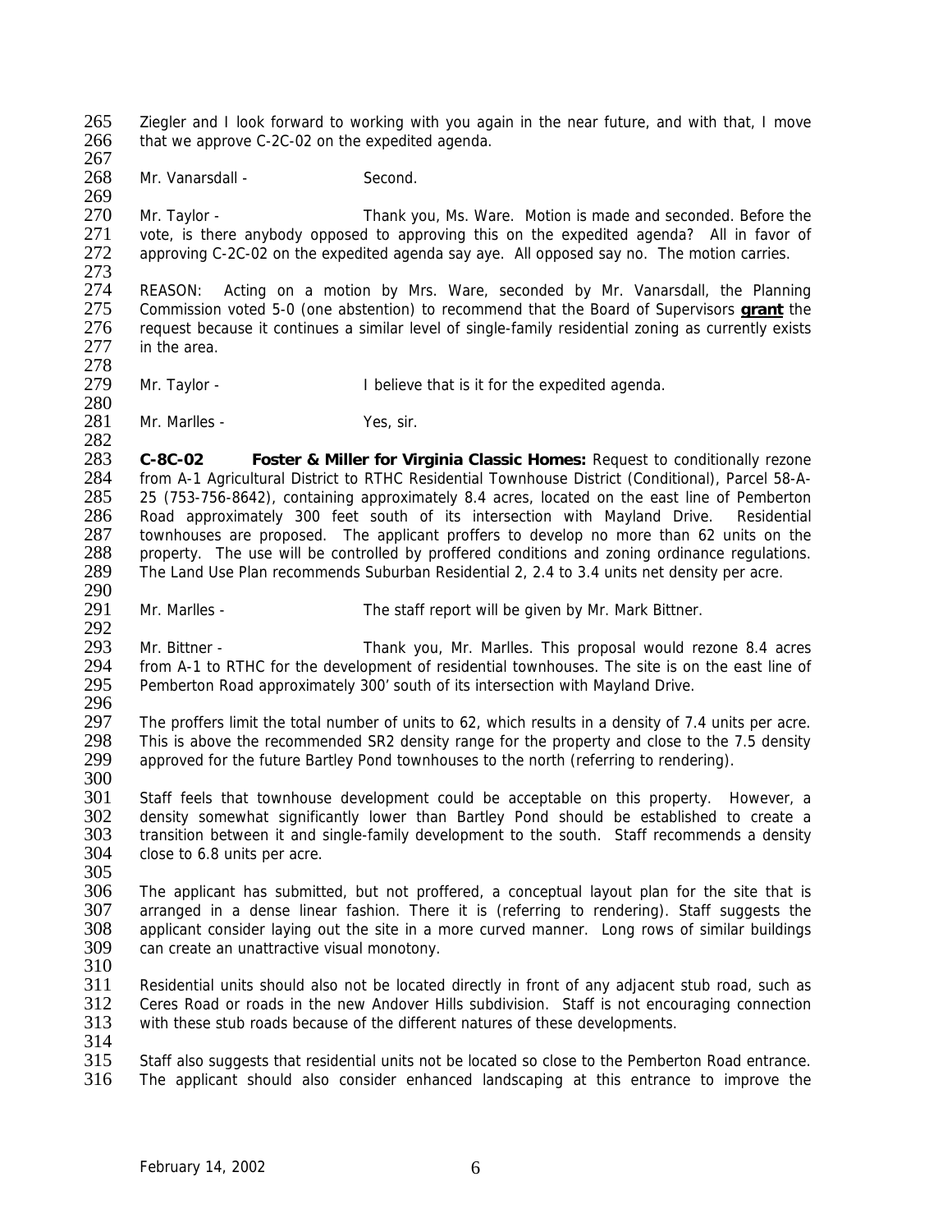Ziegler and I look forward to working with you again in the near future, and with that, I move that we approve C-2C-02 on the expedited agenda.

Mr. Vanarsdall - Second.

Mr. Taylor - Thank you, Ms. Ware. Motion is made and seconded. Before the vote, is there anybody opposed to approving this on the expedited agenda? All in favor of approving C-2C-02 on the expedited agenda say aye. All opposed say no. The motion carries.

REASON: Acting on a motion by Mrs. Ware, seconded by Mr. Vanarsdall, the Planning Commission voted 5-0 (one abstention) to recommend that the Board of Supervisors **grant** the request because it continues a similar level of single-family residential zoning as currently exists in the area.

Mr. Taylor - I believe that is it for the expedited agenda.

Mr. Marlles - Yes, sir.

**C-8C-02 Foster & Miller for Virginia Classic Homes:** Request to conditionally rezone from A-1 Agricultural District to RTHC Residential Townhouse District (Conditional), Parcel 58-A-25 (753-756-8642), containing approximately 8.4 acres, located on the east line of Pemberton Road approximately 300 feet south of its intersection with Mayland Drive. Residential townhouses are proposed. The applicant proffers to develop no more than 62 units on the property. The use will be controlled by proffered conditions and zoning ordinance regulations. The Land Use Plan recommends Suburban Residential 2, 2.4 to 3.4 units net density per acre.

Mr. Marlles - The staff report will be given by Mr. Mark Bittner.

Mr. Bittner - Thank you, Mr. Marlles. This proposal would rezone 8.4 acres from A-1 to RTHC for the development of residential townhouses. The site is on the east line of Pemberton Road approximately 300' south of its intersection with Mayland Drive.

The proffers limit the total number of units to 62, which results in a density of 7.4 units per acre. This is above the recommended SR2 density range for the property and close to the 7.5 density approved for the future Bartley Pond townhouses to the north (referring to rendering).

Staff feels that townhouse development could be acceptable on this property. However, a density somewhat significantly lower than Bartley Pond should be established to create a transition between it and single-family development to the south. Staff recommends a density close to 6.8 units per acre.

The applicant has submitted, but not proffered, a conceptual layout plan for the site that is arranged in a dense linear fashion. There it is (referring to rendering). Staff suggests the applicant consider laying out the site in a more curved manner. Long rows of similar buildings can create an unattractive visual monotony.

Residential units should also not be located directly in front of any adjacent stub road, such as Ceres Road or roads in the new Andover Hills subdivision. Staff is not encouraging connection with these stub roads because of the different natures of these developments.

Staff also suggests that residential units not be located so close to the Pemberton Road entrance. The applicant should also consider enhanced landscaping at this entrance to improve the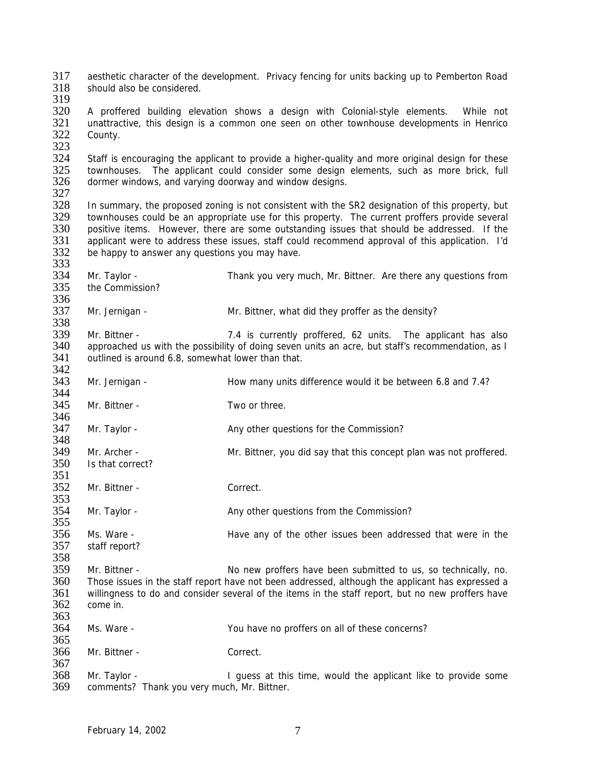aesthetic character of the development. Privacy fencing for units backing up to Pemberton Road should also be considered.

A proffered building elevation shows a design with Colonial-style elements. While not unattractive, this design is a common one seen on other townhouse developments in Henrico County.

Staff is encouraging the applicant to provide a higher-quality and more original design for these townhouses. The applicant could consider some design elements, such as more brick, full dormer windows, and varying doorway and window designs.

In summary, the proposed zoning is not consistent with the SR2 designation of this property, but townhouses could be an appropriate use for this property. The current proffers provide several positive items. However, there are some outstanding issues that should be addressed. If the applicant were to address these issues, staff could recommend approval of this application. I'd be happy to answer any questions you may have.

Mr. Taylor - Thank you very much, Mr. Bittner. Are there any questions from the Commission?

Mr. Jernigan - Mr. Bittner, what did they proffer as the density?

Mr. Bittner - 7.4 is currently proffered, 62 units. The applicant has also approached us with the possibility of doing seven units an acre, but staff's recommendation, as I outlined is around 6.8, somewhat lower than that.

Mr. Jernigan - How many units difference would it be between 6.8 and 7.4?

Mr. Bittner - Two or three.

Mr. Taylor - Any other questions for the Commission?

Mr. Archer - Mr. Bittner, you did say that this concept plan was not proffered. Is that correct?

Mr. Bittner - Correct.

Mr. Taylor - Any other questions from the Commission?

Ms. Ware - Have any of the other issues been addressed that were in the staff report?

Mr. Bittner - No new proffers have been submitted to us, so technically, no. Those issues in the staff report have not been addressed, although the applicant has expressed a willingness to do and consider several of the items in the staff report, but no new proffers have come in.

Ms. Ware - You have no proffers on all of these concerns?

Mr. Bittner - Correct.

Mr. Taylor - I guess at this time, would the applicant like to provide some comments? Thank you very much, Mr. Bittner.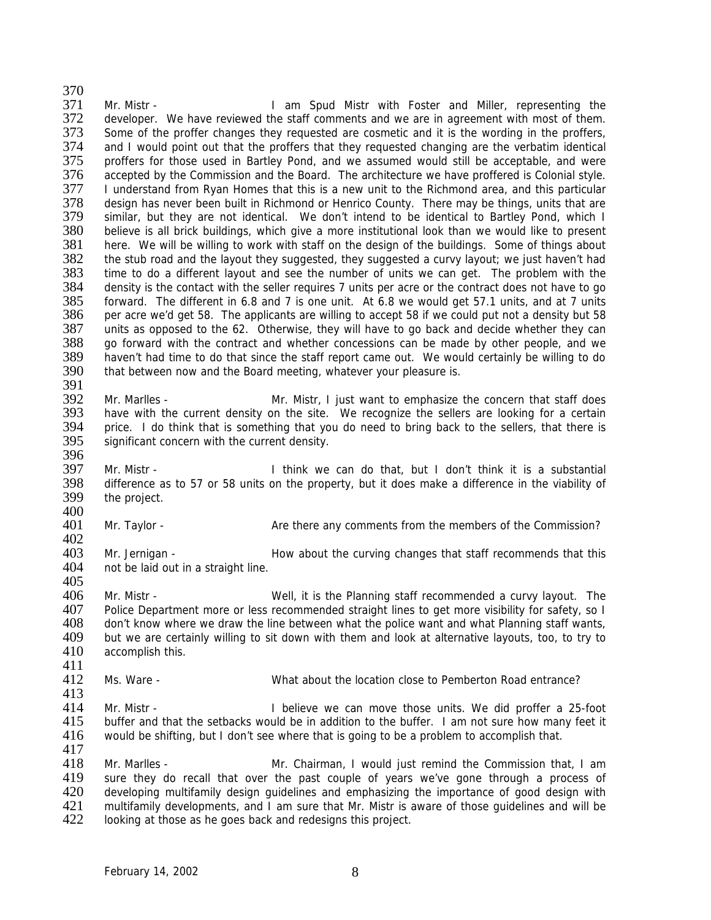Mr. Mistr - I am Spud Mistr with Foster and Miller, representing the developer. We have reviewed the staff comments and we are in agreement with most of them. Some of the proffer changes they requested are cosmetic and it is the wording in the proffers, and I would point out that the proffers that they requested changing are the verbatim identical proffers for those used in Bartley Pond, and we assumed would still be acceptable, and were accepted by the Commission and the Board. The architecture we have proffered is Colonial style. I understand from Ryan Homes that this is a new unit to the Richmond area, and this particular design has never been built in Richmond or Henrico County. There may be things, units that are similar, but they are not identical. We don't intend to be identical to Bartley Pond, which I believe is all brick buildings, which give a more institutional look than we would like to present here. We will be willing to work with staff on the design of the buildings. Some of things about the stub road and the layout they suggested, they suggested a curvy layout; we just haven't had time to do a different layout and see the number of units we can get. The problem with the density is the contact with the seller requires 7 units per acre or the contract does not have to go forward. The different in 6.8 and 7 is one unit. At 6.8 we would get 57.1 units, and at 7 units per acre we'd get 58. The applicants are willing to accept 58 if we could put not a density but 58 units as opposed to the 62. Otherwise, they will have to go back and decide whether they can go forward with the contract and whether concessions can be made by other people, and we haven't had time to do that since the staff report came out. We would certainly be willing to do that between now and the Board meeting, whatever your pleasure is.

Mr. Marlles - Mr. Mistr, I just want to emphasize the concern that staff does have with the current density on the site. We recognize the sellers are looking for a certain price. I do think that is something that you do need to bring back to the sellers, that there is significant concern with the current density.

Mr. Mistr - I think we can do that, but I don't think it is a substantial difference as to 57 or 58 units on the property, but it does make a difference in the viability of the project.

Mr. Taylor - Are there any comments from the members of the Commission?

Mr. Jernigan - How about the curving changes that staff recommends that this not be laid out in a straight line.

Mr. Mistr - Well, it is the Planning staff recommended a curvy layout. The Police Department more or less recommended straight lines to get more visibility for safety, so I don't know where we draw the line between what the police want and what Planning staff wants, but we are certainly willing to sit down with them and look at alternative layouts, too, to try to accomplish this.

Ms. Ware - What about the location close to Pemberton Road entrance?

Mr. Mistr - I believe we can move those units. We did proffer a 25-foot buffer and that the setbacks would be in addition to the buffer. I am not sure how many feet it would be shifting, but I don't see where that is going to be a problem to accomplish that.

Mr. Marlles - Mr. Chairman, I would just remind the Commission that, I am sure they do recall that over the past couple of years we've gone through a process of developing multifamily design guidelines and emphasizing the importance of good design with multifamily developments, and I am sure that Mr. Mistr is aware of those guidelines and will be looking at those as he goes back and redesigns this project.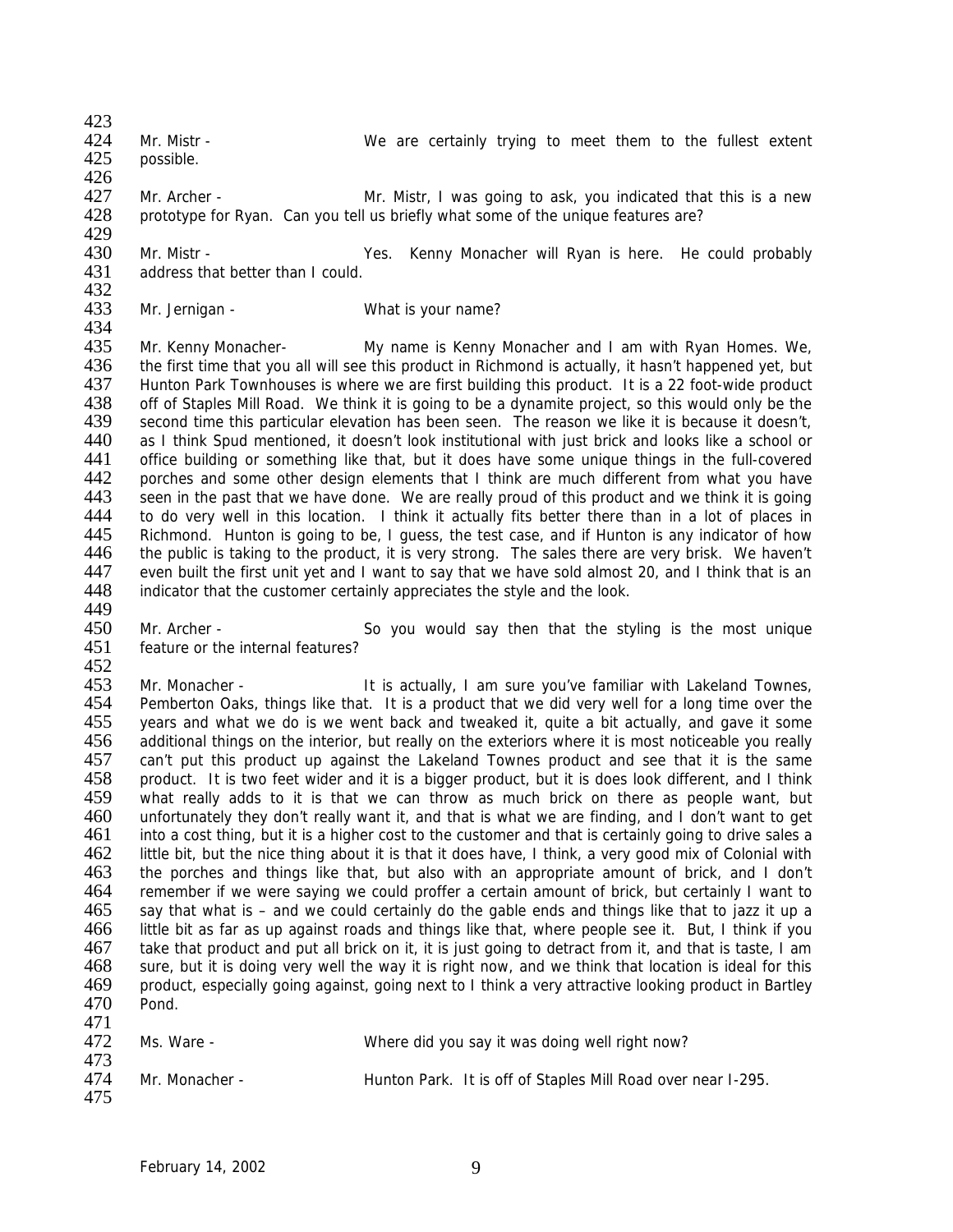Mr. Mistr - We are certainly trying to meet them to the fullest extent possible.

Mr. Archer - Mr. Mistr, I was going to ask, you indicated that this is a new prototype for Ryan. Can you tell us briefly what some of the unique features are?

Mr. Mistr - Yes. Kenny Monacher will Ryan is here. He could probably address that better than I could.

Mr. Jernigan - What is your name?

Mr. Kenny Monacher- My name is Kenny Monacher and I am with Ryan Homes. We, the first time that you all will see this product in Richmond is actually, it hasn't happened yet, but Hunton Park Townhouses is where we are first building this product. It is a 22 foot-wide product off of Staples Mill Road. We think it is going to be a dynamite project, so this would only be the second time this particular elevation has been seen. The reason we like it is because it doesn't, as I think Spud mentioned, it doesn't look institutional with just brick and looks like a school or office building or something like that, but it does have some unique things in the full-covered porches and some other design elements that I think are much different from what you have seen in the past that we have done. We are really proud of this product and we think it is going to do very well in this location. I think it actually fits better there than in a lot of places in Richmond. Hunton is going to be, I guess, the test case, and if Hunton is any indicator of how the public is taking to the product, it is very strong. The sales there are very brisk. We haven't even built the first unit yet and I want to say that we have sold almost 20, and I think that is an indicator that the customer certainly appreciates the style and the look.

Mr. Archer - So you would say then that the styling is the most unique feature or the internal features?

Mr. Monacher - It is actually, I am sure you've familiar with Lakeland Townes, Pemberton Oaks, things like that. It is a product that we did very well for a long time over the years and what we do is we went back and tweaked it, quite a bit actually, and gave it some additional things on the interior, but really on the exteriors where it is most noticeable you really can't put this product up against the Lakeland Townes product and see that it is the same product. It is two feet wider and it is a bigger product, but it is does look different, and I think what really adds to it is that we can throw as much brick on there as people want, but unfortunately they don't really want it, and that is what we are finding, and I don't want to get into a cost thing, but it is a higher cost to the customer and that is certainly going to drive sales a little bit, but the nice thing about it is that it does have, I think, a very good mix of Colonial with the porches and things like that, but also with an appropriate amount of brick, and I don't remember if we were saying we could proffer a certain amount of brick, but certainly I want to say that what is – and we could certainly do the gable ends and things like that to jazz it up a little bit as far as up against roads and things like that, where people see it. But, I think if you take that product and put all brick on it, it is just going to detract from it, and that is taste, I am sure, but it is doing very well the way it is right now, and we think that location is ideal for this product, especially going against, going next to I think a very attractive looking product in Bartley Pond.

Ms. Ware - Where did you say it was doing well right now?

Mr. Monacher - Hunton Park. It is off of Staples Mill Road over near I-295.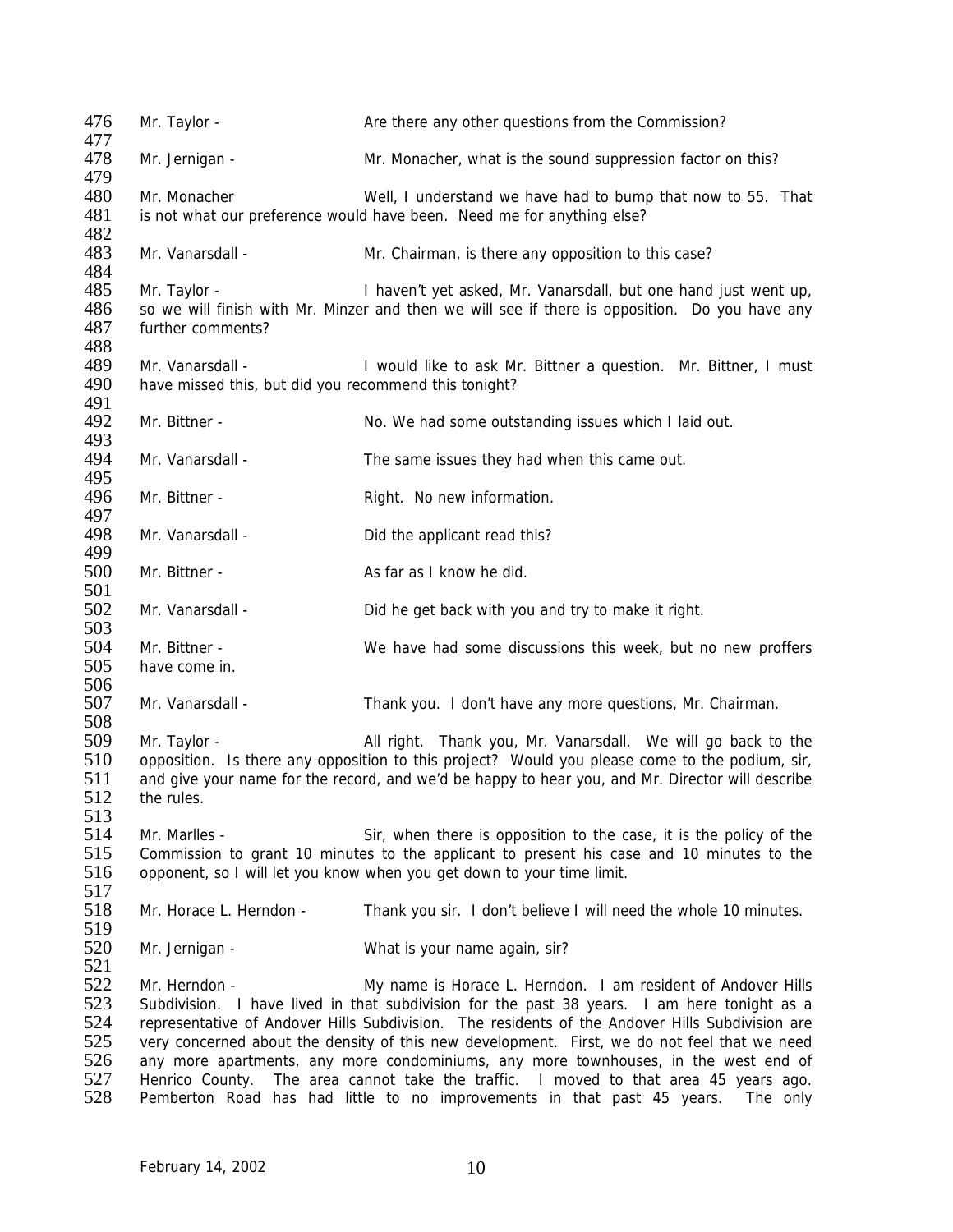Mr. Taylor - Are there any other questions from the Commission?

Mr. Jernigan - Mr. Monacher, what is the sound suppression factor on this?

Mr. Monacher Well, I understand we have had to bump that now to 55. That is not what our preference would have been. Need me for anything else?

Mr. Vanarsdall - Mr. Chairman, is there any opposition to this case?

Mr. Taylor - I haven't yet asked, Mr. Vanarsdall, but one hand just went up, so we will finish with Mr. Minzer and then we will see if there is opposition. Do you have any further comments?

Mr. Vanarsdall - I would like to ask Mr. Bittner a question. Mr. Bittner, I must have missed this, but did you recommend this tonight?

Mr. Bittner - No. We had some outstanding issues which I laid out.

Mr. Vanarsdall - The same issues they had when this came out.

Mr. Bittner - Right. No new information.

Mr. Vanarsdall - Did the applicant read this?

Mr. Bittner - As far as I know he did.

Mr. Vanarsdall - Did he get back with you and try to make it right.

Mr. Bittner - We have had some discussions this week, but no new proffers have come in.

Mr. Vanarsdall - Thank you. I don't have any more questions, Mr. Chairman.

Mr. Taylor - All right. Thank you, Mr. Vanarsdall. We will go back to the opposition. Is there any opposition to this project? Would you please come to the podium, sir, and give your name for the record, and we'd be happy to hear you, and Mr. Director will describe the rules.

Mr. Marlles - Sir, when there is opposition to the case, it is the policy of the Commission to grant 10 minutes to the applicant to present his case and 10 minutes to the opponent, so I will let you know when you get down to your time limit.

Mr. Horace L. Herndon - Thank you sir. I don't believe I will need the whole 10 minutes.

Mr. Jernigan - What is your name again, sir?

Mr. Herndon - My name is Horace L. Herndon. I am resident of Andover Hills Subdivision. I have lived in that subdivision for the past 38 years. I am here tonight as a representative of Andover Hills Subdivision. The residents of the Andover Hills Subdivision are very concerned about the density of this new development. First, we do not feel that we need any more apartments, any more condominiums, any more townhouses, in the west end of Henrico County. The area cannot take the traffic. I moved to that area 45 years ago. Pemberton Road has had little to no improvements in that past 45 years. The only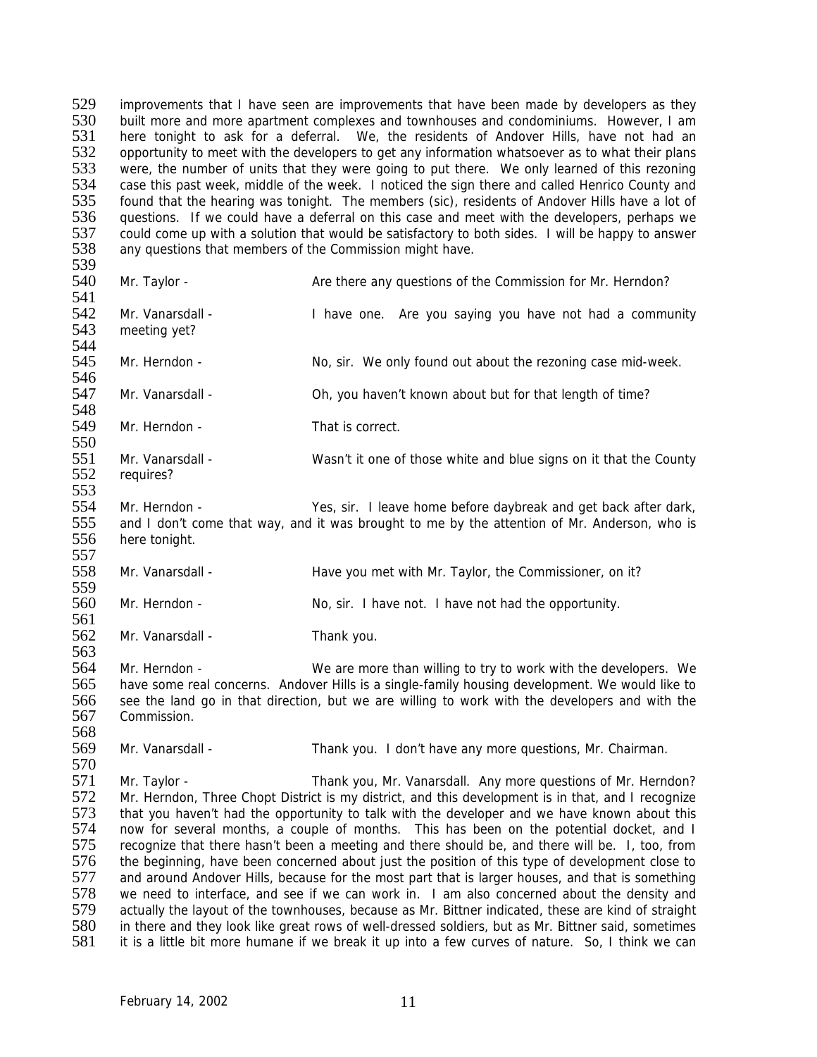improvements that I have seen are improvements that have been made by developers as they built more and more apartment complexes and townhouses and condominiums. However, I am here tonight to ask for a deferral. We, the residents of Andover Hills, have not had an opportunity to meet with the developers to get any information whatsoever as to what their plans were, the number of units that they were going to put there. We only learned of this rezoning case this past week, middle of the week. I noticed the sign there and called Henrico County and found that the hearing was tonight. The members (sic), residents of Andover Hills have a lot of questions. If we could have a deferral on this case and meet with the developers, perhaps we could come up with a solution that would be satisfactory to both sides. I will be happy to answer any questions that members of the Commission might have.

Mr. Taylor - Are there any questions of the Commission for Mr. Herndon?

Mr. Vanarsdall - I have one. Are you saying you have not had a community meeting yet?

Mr. Herndon - No, sir. We only found out about the rezoning case mid-week.

Mr. Vanarsdall - Oh, you haven't known about but for that length of time?

Mr. Herndon - That is correct.

Mr. Vanarsdall - Wasn't it one of those white and blue signs on it that the County requires?

Mr. Herndon - Yes, sir. I leave home before daybreak and get back after dark, and I don't come that way, and it was brought to me by the attention of Mr. Anderson, who is here tonight.

Mr. Vanarsdall - Have you met with Mr. Taylor, the Commissioner, on it?

Mr. Herndon - No, sir. I have not. I have not had the opportunity.

Mr. Vanarsdall - Thank you.

Mr. Herndon - We are more than willing to try to work with the developers. We have some real concerns. Andover Hills is a single-family housing development. We would like to see the land go in that direction, but we are willing to work with the developers and with the Commission.

Mr. Vanarsdall - Thank you. I don't have any more questions, Mr. Chairman.

Mr. Taylor - Thank you, Mr. Vanarsdall. Any more questions of Mr. Herndon? Mr. Herndon, Three Chopt District is my district, and this development is in that, and I recognize that you haven't had the opportunity to talk with the developer and we have known about this now for several months, a couple of months. This has been on the potential docket, and I recognize that there hasn't been a meeting and there should be, and there will be. I, too, from the beginning, have been concerned about just the position of this type of development close to and around Andover Hills, because for the most part that is larger houses, and that is something we need to interface, and see if we can work in. I am also concerned about the density and actually the layout of the townhouses, because as Mr. Bittner indicated, these are kind of straight in there and they look like great rows of well-dressed soldiers, but as Mr. Bittner said, sometimes it is a little bit more humane if we break it up into a few curves of nature. So, I think we can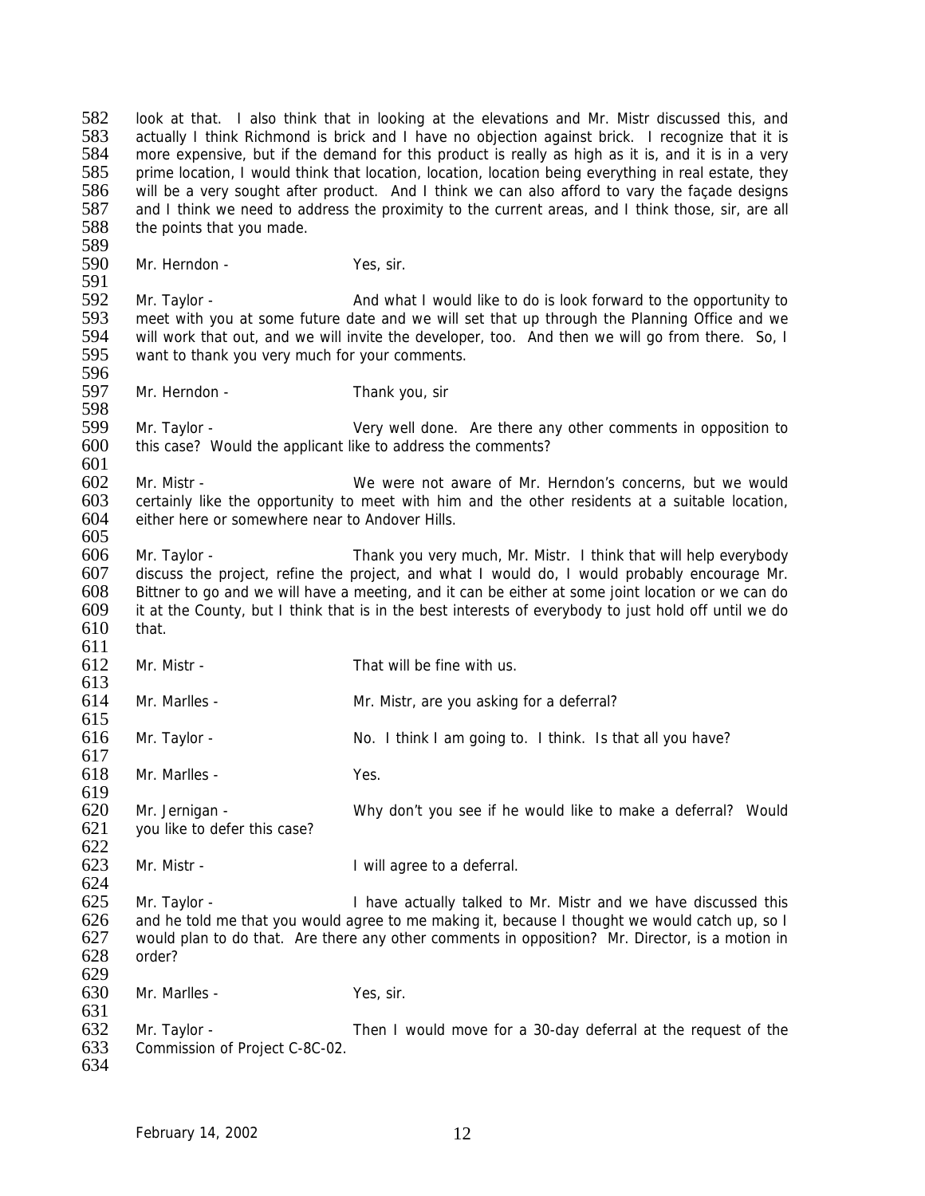look at that. I also think that in looking at the elevations and Mr. Mistr discussed this, and actually I think Richmond is brick and I have no objection against brick. I recognize that it is more expensive, but if the demand for this product is really as high as it is, and it is in a very prime location, I would think that location, location, location being everything in real estate, they will be a very sought after product. And I think we can also afford to vary the façade designs and I think we need to address the proximity to the current areas, and I think those, sir, are all the points that you made.

Mr. Herndon - Yes, sir.

Mr. Taylor - And what I would like to do is look forward to the opportunity to meet with you at some future date and we will set that up through the Planning Office and we will work that out, and we will invite the developer, too. And then we will go from there. So, I want to thank you very much for your comments.

Mr. Herndon - Thank you, sir

Mr. Taylor - Very well done. Are there any other comments in opposition to this case? Would the applicant like to address the comments?

Mr. Mistr - We were not aware of Mr. Herndon's concerns, but we would certainly like the opportunity to meet with him and the other residents at a suitable location, either here or somewhere near to Andover Hills.

Mr. Taylor - Thank you very much, Mr. Mistr. I think that will help everybody discuss the project, refine the project, and what I would do, I would probably encourage Mr. Bittner to go and we will have a meeting, and it can be either at some joint location or we can do it at the County, but I think that is in the best interests of everybody to just hold off until we do that.

Mr. Mistr - That will be fine with us.

Mr. Marlles - Mr. Mistr, are you asking for a deferral?

Mr. Taylor - No. I think I am going to. I think. Is that all you have?

Mr. Marlles - Yes.

Mr. Jernigan - Why don't you see if he would like to make a deferral? Would you like to defer this case?

Mr. Mistr - I will agree to a deferral.

Mr. Taylor - I have actually talked to Mr. Mistr and we have discussed this and he told me that you would agree to me making it, because I thought we would catch up, so I would plan to do that. Are there any other comments in opposition? Mr. Director, is a motion in order?

Mr. Marlles - Yes, sir.

Mr. Taylor - Then I would move for a 30-day deferral at the request of the Commission of Project C-8C-02.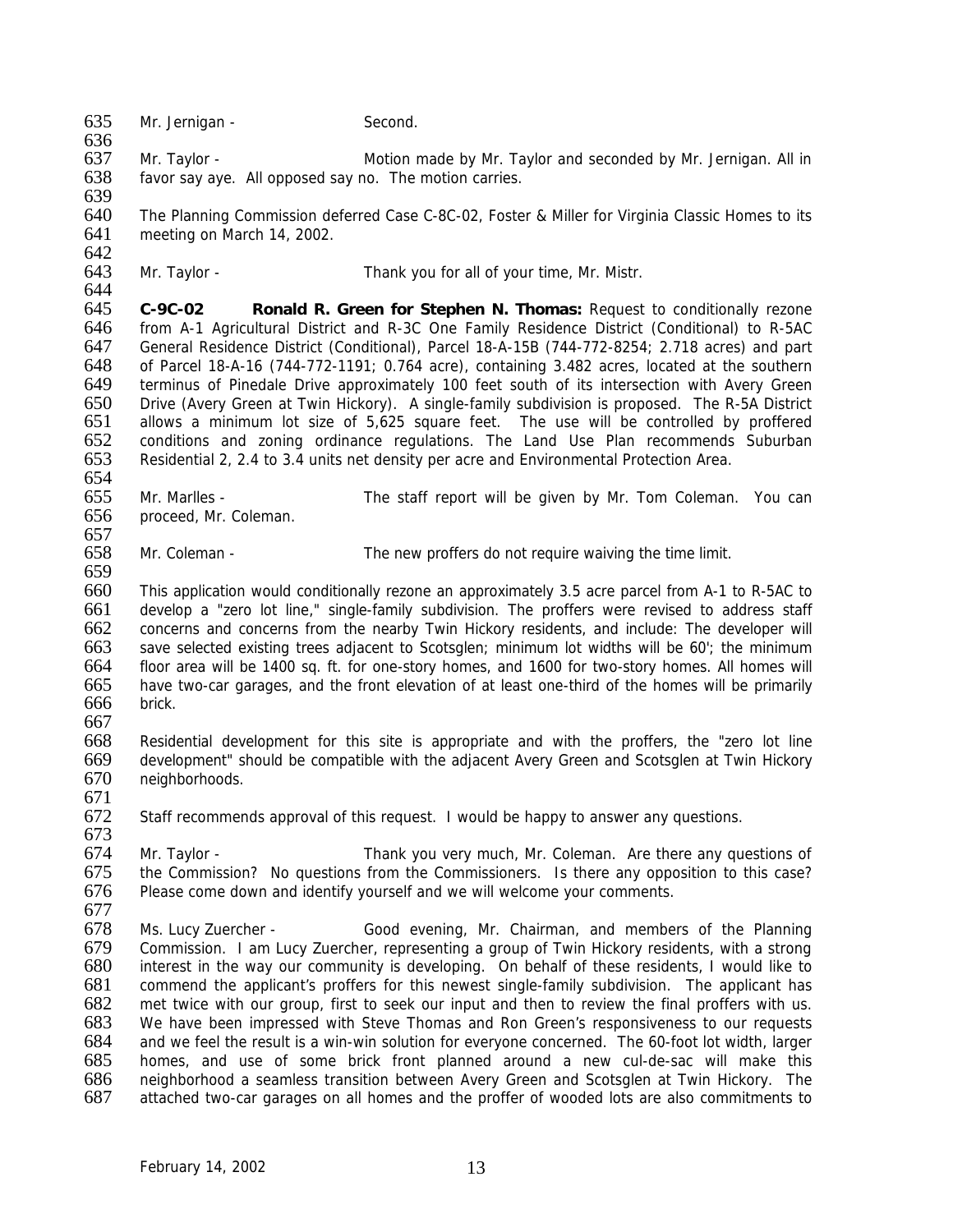Mr. Jernigan - Second.

Mr. Taylor - Motion made by Mr. Taylor and seconded by Mr. Jernigan. All in favor say aye. All opposed say no. The motion carries.

The Planning Commission deferred Case C-8C-02, Foster & Miller for Virginia Classic Homes to its meeting on March 14, 2002.

Mr. Taylor - Thank you for all of your time, Mr. Mistr.

**C-9C-02 Ronald R. Green for Stephen N. Thomas:** Request to conditionally rezone from A-1 Agricultural District and R-3C One Family Residence District (Conditional) to R-5AC General Residence District (Conditional), Parcel 18-A-15B (744-772-8254; 2.718 acres) and part of Parcel 18-A-16 (744-772-1191; 0.764 acre), containing 3.482 acres, located at the southern terminus of Pinedale Drive approximately 100 feet south of its intersection with Avery Green Drive (Avery Green at Twin Hickory). A single-family subdivision is proposed. The R-5A District allows a minimum lot size of 5,625 square feet. The use will be controlled by proffered conditions and zoning ordinance regulations. The Land Use Plan recommends Suburban Residential 2, 2.4 to 3.4 units net density per acre and Environmental Protection Area.

Mr. Marlles - The staff report will be given by Mr. Tom Coleman. You can proceed, Mr. Coleman.

Mr. Coleman - The new proffers do not require waiving the time limit.

This application would conditionally rezone an approximately 3.5 acre parcel from A-1 to R-5AC to develop a "zero lot line," single-family subdivision. The proffers were revised to address staff concerns and concerns from the nearby Twin Hickory residents, and include: The developer will save selected existing trees adjacent to Scotsglen; minimum lot widths will be 60'; the minimum floor area will be 1400 sq. ft. for one-story homes, and 1600 for two-story homes. All homes will have two-car garages, and the front elevation of at least one-third of the homes will be primarily brick.

Residential development for this site is appropriate and with the proffers, the "zero lot line development" should be compatible with the adjacent Avery Green and Scotsglen at Twin Hickory neighborhoods.

Staff recommends approval of this request. I would be happy to answer any questions.

Mr. Taylor - Thank you very much, Mr. Coleman. Are there any questions of the Commission? No questions from the Commissioners. Is there any opposition to this case? Please come down and identify yourself and we will welcome your comments.

Ms. Lucy Zuercher - Good evening, Mr. Chairman, and members of the Planning Commission. I am Lucy Zuercher, representing a group of Twin Hickory residents, with a strong interest in the way our community is developing. On behalf of these residents, I would like to commend the applicant's proffers for this newest single-family subdivision. The applicant has met twice with our group, first to seek our input and then to review the final proffers with us. We have been impressed with Steve Thomas and Ron Green's responsiveness to our requests and we feel the result is a win-win solution for everyone concerned. The 60-foot lot width, larger homes, and use of some brick front planned around a new cul-de-sac will make this neighborhood a seamless transition between Avery Green and Scotsglen at Twin Hickory. The attached two-car garages on all homes and the proffer of wooded lots are also commitments to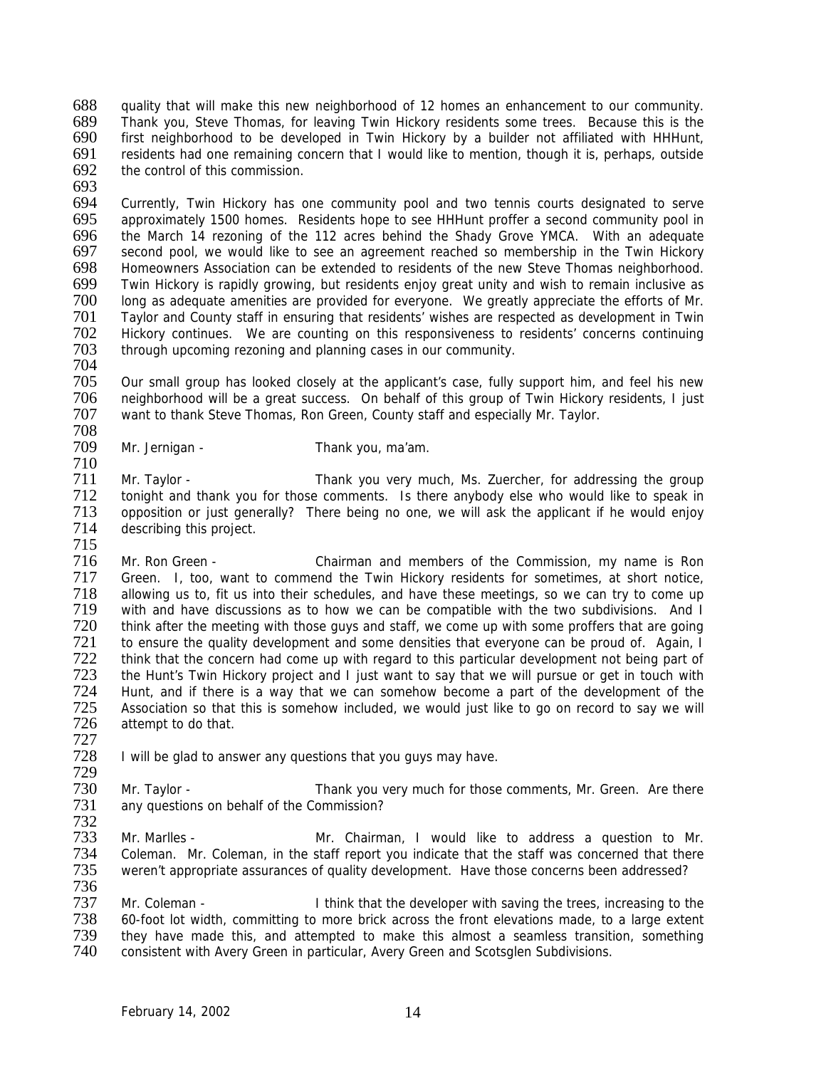quality that will make this new neighborhood of 12 homes an enhancement to our community. Thank you, Steve Thomas, for leaving Twin Hickory residents some trees. Because this is the first neighborhood to be developed in Twin Hickory by a builder not affiliated with HHHunt, residents had one remaining concern that I would like to mention, though it is, perhaps, outside the control of this commission.

Currently, Twin Hickory has one community pool and two tennis courts designated to serve approximately 1500 homes. Residents hope to see HHHunt proffer a second community pool in the March 14 rezoning of the 112 acres behind the Shady Grove YMCA. With an adequate second pool, we would like to see an agreement reached so membership in the Twin Hickory Homeowners Association can be extended to residents of the new Steve Thomas neighborhood. Twin Hickory is rapidly growing, but residents enjoy great unity and wish to remain inclusive as long as adequate amenities are provided for everyone. We greatly appreciate the efforts of Mr. Taylor and County staff in ensuring that residents' wishes are respected as development in Twin Hickory continues. We are counting on this responsiveness to residents' concerns continuing through upcoming rezoning and planning cases in our community.

Our small group has looked closely at the applicant's case, fully support him, and feel his new neighborhood will be a great success. On behalf of this group of Twin Hickory residents, I just want to thank Steve Thomas, Ron Green, County staff and especially Mr. Taylor.

Mr. Jernigan - Thank you, ma'am.

Mr. Taylor - Thank you very much, Ms. Zuercher, for addressing the group tonight and thank you for those comments. Is there anybody else who would like to speak in opposition or just generally? There being no one, we will ask the applicant if he would enjoy describing this project.

Mr. Ron Green - Chairman and members of the Commission, my name is Ron Green. I, too, want to commend the Twin Hickory residents for sometimes, at short notice, allowing us to, fit us into their schedules, and have these meetings, so we can try to come up with and have discussions as to how we can be compatible with the two subdivisions. And I think after the meeting with those guys and staff, we come up with some proffers that are going to ensure the quality development and some densities that everyone can be proud of. Again, I think that the concern had come up with regard to this particular development not being part of the Hunt's Twin Hickory project and I just want to say that we will pursue or get in touch with Hunt, and if there is a way that we can somehow become a part of the development of the Association so that this is somehow included, we would just like to go on record to say we will attempt to do that.

I will be glad to answer any questions that you guys may have.

Mr. Taylor - Thank you very much for those comments, Mr. Green. Are there any questions on behalf of the Commission?

Mr. Marlles - Mr. Chairman, I would like to address a question to Mr. Coleman. Mr. Coleman, in the staff report you indicate that the staff was concerned that there weren't appropriate assurances of quality development. Have those concerns been addressed?

Mr. Coleman - I think that the developer with saving the trees, increasing to the 60-foot lot width, committing to more brick across the front elevations made, to a large extent they have made this, and attempted to make this almost a seamless transition, something consistent with Avery Green in particular, Avery Green and Scotsglen Subdivisions.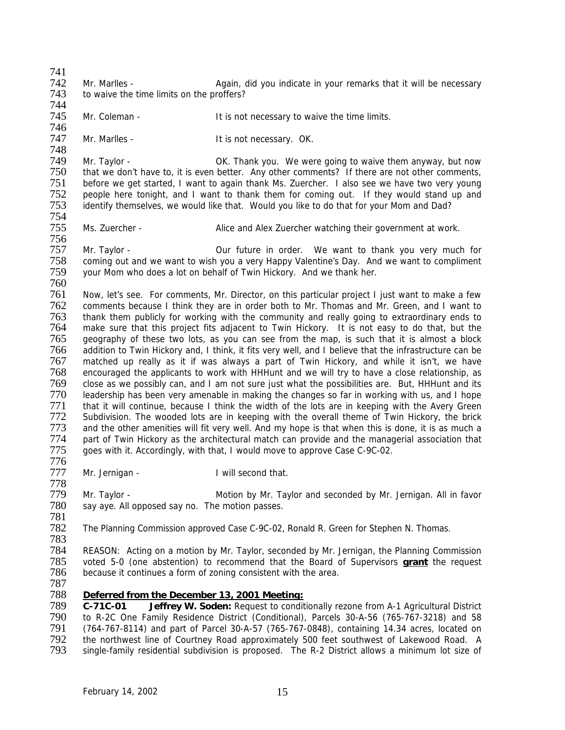Mr. Marlles - Again, did you indicate in your remarks that it will be necessary to waive the time limits on the proffers?

Mr. Coleman - It is not necessary to waive the time limits.

Mr. Marlles - It is not necessary. OK.

Mr. Taylor - OK. Thank you. We were going to waive them anyway, but now that we don't have to, it is even better. Any other comments? If there are not other comments, before we get started, I want to again thank Ms. Zuercher. I also see we have two very young people here tonight, and I want to thank them for coming out. If they would stand up and identify themselves, we would like that. Would you like to do that for your Mom and Dad?

Ms. Zuercher - Alice and Alex Zuercher watching their government at work.

Mr. Taylor - Our future in order. We want to thank you very much for coming out and we want to wish you a very Happy Valentine's Day. And we want to compliment your Mom who does a lot on behalf of Twin Hickory. And we thank her.

Now, let's see. For comments, Mr. Director, on this particular project I just want to make a few comments because I think they are in order both to Mr. Thomas and Mr. Green, and I want to thank them publicly for working with the community and really going to extraordinary ends to make sure that this project fits adjacent to Twin Hickory. It is not easy to do that, but the geography of these two lots, as you can see from the map, is such that it is almost a block addition to Twin Hickory and, I think, it fits very well, and I believe that the infrastructure can be matched up really as it if was always a part of Twin Hickory, and while it isn't, we have encouraged the applicants to work with HHHunt and we will try to have a close relationship, as close as we possibly can, and I am not sure just what the possibilities are. But, HHHunt and its leadership has been very amenable in making the changes so far in working with us, and I hope that it will continue, because I think the width of the lots are in keeping with the Avery Green Subdivision. The wooded lots are in keeping with the overall theme of Twin Hickory, the brick and the other amenities will fit very well. And my hope is that when this is done, it is as much a part of Twin Hickory as the architectural match can provide and the managerial association that goes with it. Accordingly, with that, I would move to approve Case C-9C-02.

Mr. Jernigan - I will second that.

Mr. Taylor - Motion by Mr. Taylor and seconded by Mr. Jernigan. All in favor say aye. All opposed say no. The motion passes.

The Planning Commission approved Case C-9C-02, Ronald R. Green for Stephen N. Thomas.

REASON: Acting on a motion by Mr. Taylor, seconded by Mr. Jernigan, the Planning Commission voted 5-0 (one abstention) to recommend that the Board of Supervisors **grant** the request because it continues a form of zoning consistent with the area.

**Deferred from the December 13, 2001 Meeting:**

**C-71C-01 Jeffrey W. Soden:** Request to conditionally rezone from A-1 Agricultural District to R-2C One Family Residence District (Conditional), Parcels 30-A-56 (765-767-3218) and 58 (764-767-8114) and part of Parcel 30-A-57 (765-767-0848), containing 14.34 acres, located on the northwest line of Courtney Road approximately 500 feet southwest of Lakewood Road. A single-family residential subdivision is proposed. The R-2 District allows a minimum lot size of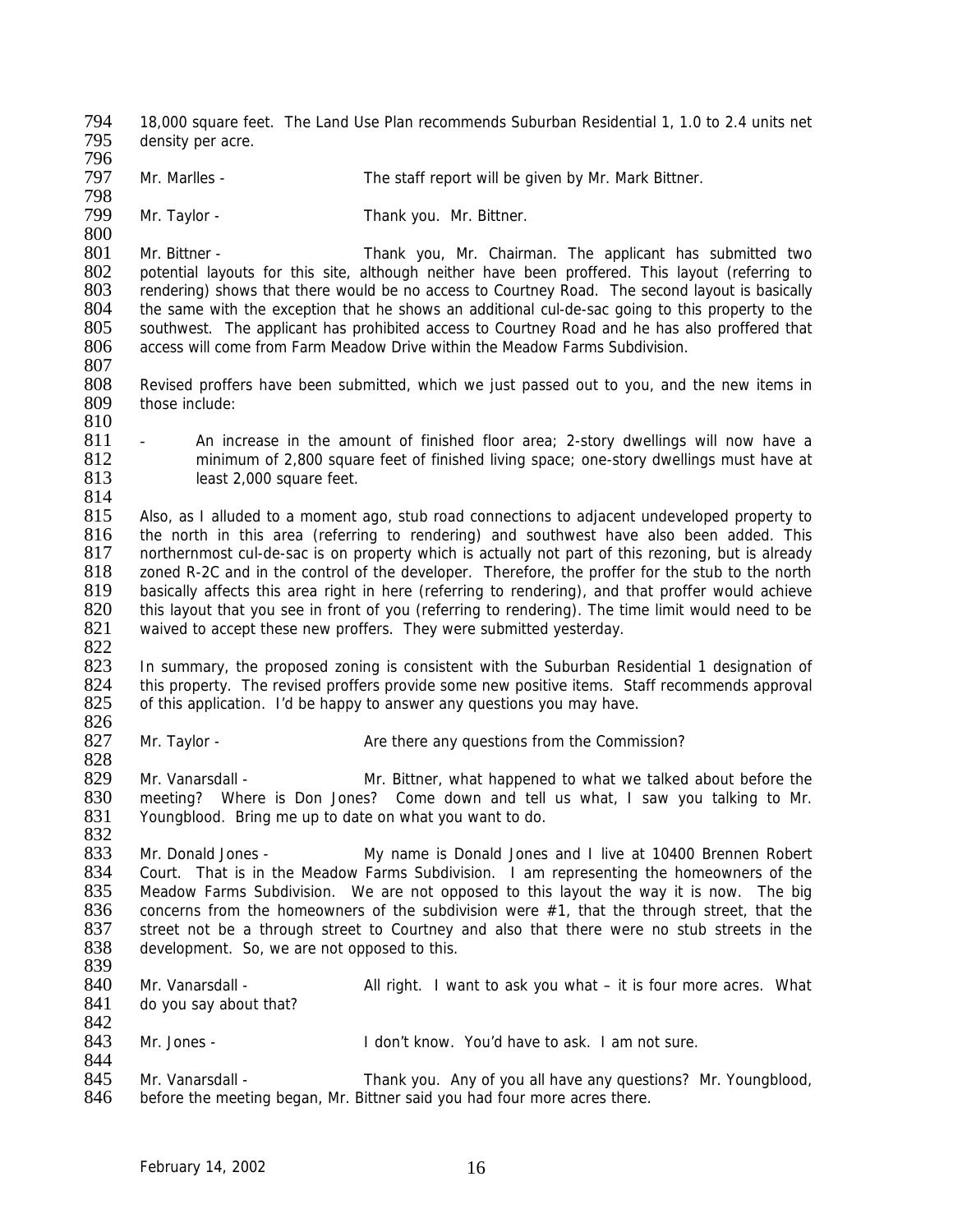18,000 square feet. The Land Use Plan recommends Suburban Residential 1, 1.0 to 2.4 units net density per acre.

Mr. Marlles - The staff report will be given by Mr. Mark Bittner.

Mr. Taylor - Thank you. Mr. Bittner.

Mr. Bittner - Thank you, Mr. Chairman. The applicant has submitted two potential layouts for this site, although neither have been proffered. This layout (referring to rendering) shows that there would be no access to Courtney Road. The second layout is basically the same with the exception that he shows an additional cul-de-sac going to this property to the southwest. The applicant has prohibited access to Courtney Road and he has also proffered that access will come from Farm Meadow Drive within the Meadow Farms Subdivision.

Revised proffers have been submitted, which we just passed out to you, and the new items in those include:

- An increase in the amount of finished floor area; 2-story dwellings will now have a minimum of 2,800 square feet of finished living space; one-story dwellings must have at least 2,000 square feet.

Also, as I alluded to a moment ago, stub road connections to adjacent undeveloped property to the north in this area (referring to rendering) and southwest have also been added. This northernmost cul-de-sac is on property which is actually not part of this rezoning, but is already zoned R-2C and in the control of the developer. Therefore, the proffer for the stub to the north basically affects this area right in here (referring to rendering), and that proffer would achieve this layout that you see in front of you (referring to rendering). The time limit would need to be waived to accept these new proffers. They were submitted yesterday.

In summary, the proposed zoning is consistent with the Suburban Residential 1 designation of this property. The revised proffers provide some new positive items. Staff recommends approval of this application. I'd be happy to answer any questions you may have.

Mr. Taylor - Are there any questions from the Commission?

Mr. Vanarsdall - Mr. Bittner, what happened to what we talked about before the meeting? Where is Don Jones? Come down and tell us what, I saw you talking to Mr. Youngblood. Bring me up to date on what you want to do.

Mr. Donald Jones - My name is Donald Jones and I live at 10400 Brennen Robert Court. That is in the Meadow Farms Subdivision. I am representing the homeowners of the Meadow Farms Subdivision. We are not opposed to this layout the way it is now. The big concerns from the homeowners of the subdivision were #1, that the through street, that the street not be a through street to Courtney and also that there were no stub streets in the development. So, we are not opposed to this.

Mr. Vanarsdall - All right. I want to ask you what – it is four more acres. What do you say about that?

Mr. Jones - I don't know. You'd have to ask. I am not sure.

Mr. Vanarsdall - Thank you. Any of you all have any questions? Mr. Youngblood, before the meeting began, Mr. Bittner said you had four more acres there.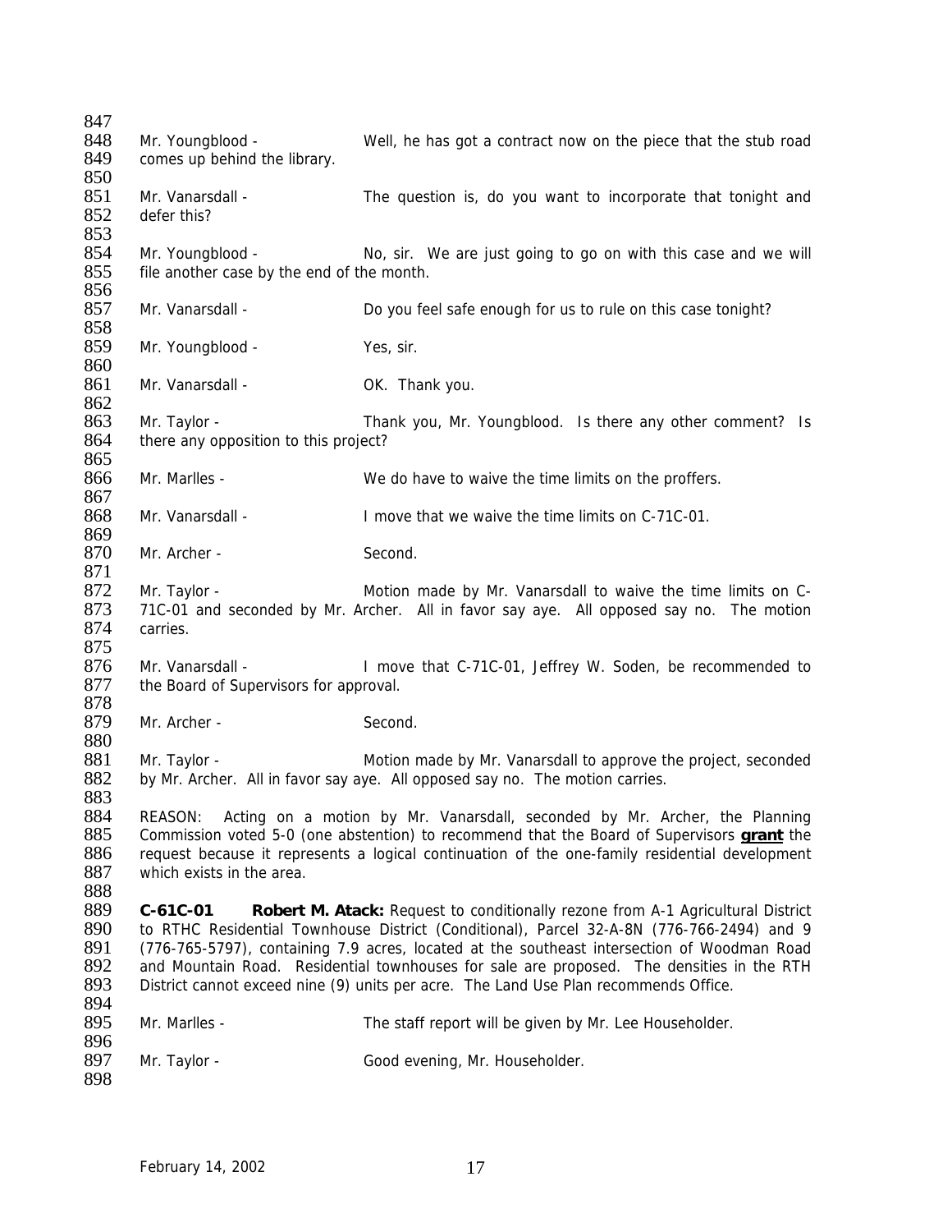Mr. Youngblood - Well, he has got a contract now on the piece that the stub road comes up behind the library.

Mr. Vanarsdall - The question is, do you want to incorporate that tonight and defer this?

Mr. Youngblood - No, sir. We are just going to go on with this case and we will file another case by the end of the month.

Mr. Vanarsdall - Do you feel safe enough for us to rule on this case tonight?

Mr. Youngblood - Yes, sir.

Mr. Vanarsdall - OK. Thank you.

Mr. Taylor - Thank you, Mr. Youngblood. Is there any other comment? Is there any opposition to this project?

Mr. Marlles - We do have to waive the time limits on the proffers.

Mr. Vanarsdall - I move that we waive the time limits on C-71C-01.

Mr. Archer - Second.

Mr. Taylor - Motion made by Mr. Vanarsdall to waive the time limits on C-71C-01 and seconded by Mr. Archer. All in favor say aye. All opposed say no. The motion carries.

Mr. Vanarsdall - I move that C-71C-01, Jeffrey W. Soden, be recommended to the Board of Supervisors for approval.

Mr. Archer - Second.

Mr. Taylor - Motion made by Mr. Vanarsdall to approve the project, seconded by Mr. Archer. All in favor say aye. All opposed say no. The motion carries.

REASON: Acting on a motion by Mr. Vanarsdall, seconded by Mr. Archer, the Planning Commission voted 5-0 (one abstention) to recommend that the Board of Supervisors **grant** the request because it represents a logical continuation of the one-family residential development which exists in the area.

**C-61C-01 Robert M. Atack:** Request to conditionally rezone from A-1 Agricultural District to RTHC Residential Townhouse District (Conditional), Parcel 32-A-8N (776-766-2494) and 9 (776-765-5797), containing 7.9 acres, located at the southeast intersection of Woodman Road and Mountain Road. Residential townhouses for sale are proposed. The densities in the RTH District cannot exceed nine (9) units per acre. The Land Use Plan recommends Office.

Mr. Marlles - The staff report will be given by Mr. Lee Householder.

Mr. Taylor - Good evening, Mr. Householder.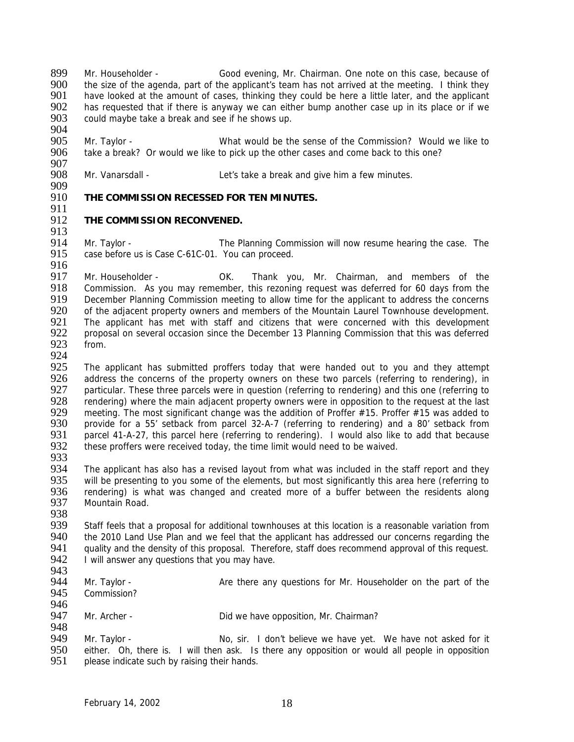Mr. Householder - Good evening, Mr. Chairman. One note on this case, because of the size of the agenda, part of the applicant's team has not arrived at the meeting. I think they have looked at the amount of cases, thinking they could be here a little later, and the applicant has requested that if there is anyway we can either bump another case up in its place or if we could maybe take a break and see if he shows up.

Mr. Taylor - What would be the sense of the Commission? Would we like to take a break? Or would we like to pick up the other cases and come back to this one?

Mr. Vanarsdall - Let's take a break and give him a few minutes.

**THE COMMISSION RECESSED FOR TEN MINUTES.**

**THE COMMISSION RECONVENED.**

Mr. Taylor - The Planning Commission will now resume hearing the case. The case before us is Case C-61C-01. You can proceed.

Mr. Householder - OK. Thank you, Mr. Chairman, and members of the Commission. As you may remember, this rezoning request was deferred for 60 days from the December Planning Commission meeting to allow time for the applicant to address the concerns of the adjacent property owners and members of the Mountain Laurel Townhouse development. The applicant has met with staff and citizens that were concerned with this development proposal on several occasion since the December 13 Planning Commission that this was deferred from.

The applicant has submitted proffers today that were handed out to you and they attempt address the concerns of the property owners on these two parcels (referring to rendering), in particular. These three parcels were in question (referring to rendering) and this one (referring to rendering) where the main adjacent property owners were in opposition to the request at the last meeting. The most significant change was the addition of Proffer #15. Proffer #15 was added to provide for a 55' setback from parcel 32-A-7 (referring to rendering) and a 80' setback from parcel 41-A-27, this parcel here (referring to rendering). I would also like to add that because these proffers were received today, the time limit would need to be waived.

The applicant has also has a revised layout from what was included in the staff report and they will be presenting to you some of the elements, but most significantly this area here (referring to rendering) is what was changed and created more of a buffer between the residents along Mountain Road.

Staff feels that a proposal for additional townhouses at this location is a reasonable variation from the 2010 Land Use Plan and we feel that the applicant has addressed our concerns regarding the quality and the density of this proposal. Therefore, staff does recommend approval of this request. I will answer any questions that you may have.

Mr. Taylor - Are there any questions for Mr. Householder on the part of the Commission?

Mr. Archer - Did we have opposition, Mr. Chairman?

Mr. Taylor - No, sir. I don't believe we have yet. We have not asked for it either. Oh, there is. I will then ask. Is there any opposition or would all people in opposition please indicate such by raising their hands.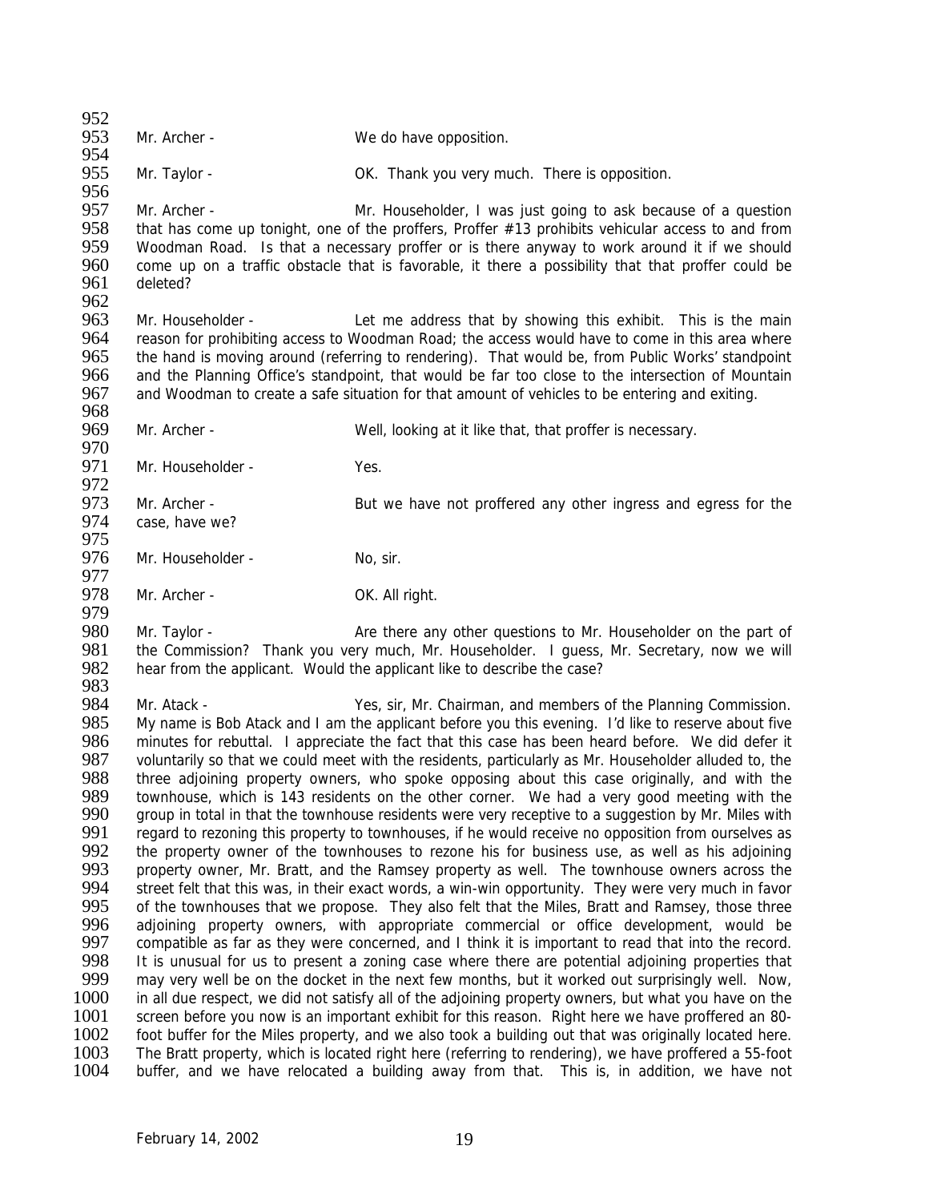Mr. Archer - We do have opposition.

Mr. Taylor - OK. Thank you very much. There is opposition.

Mr. Archer - Mr. Householder, I was just going to ask because of a question that has come up tonight, one of the proffers, Proffer #13 prohibits vehicular access to and from Woodman Road. Is that a necessary proffer or is there anyway to work around it if we should come up on a traffic obstacle that is favorable, it there a possibility that that proffer could be deleted?

Mr. Householder - Let me address that by showing this exhibit. This is the main reason for prohibiting access to Woodman Road; the access would have to come in this area where the hand is moving around (referring to rendering). That would be, from Public Works' standpoint and the Planning Office's standpoint, that would be far too close to the intersection of Mountain and Woodman to create a safe situation for that amount of vehicles to be entering and exiting.

Mr. Archer - Well, looking at it like that, that proffer is necessary.

Mr. Householder - Yes.

Mr. Archer - But we have not proffered any other ingress and egress for the case, have we?

Mr. Householder - No, sir.

Mr. Archer - OK. All right.

Mr. Taylor - Are there any other questions to Mr. Householder on the part of the Commission? Thank you very much, Mr. Householder. I guess, Mr. Secretary, now we will hear from the applicant. Would the applicant like to describe the case?

Mr. Atack - Yes, sir, Mr. Chairman, and members of the Planning Commission. My name is Bob Atack and I am the applicant before you this evening. I'd like to reserve about five minutes for rebuttal. I appreciate the fact that this case has been heard before. We did defer it voluntarily so that we could meet with the residents, particularly as Mr. Householder alluded to, the three adjoining property owners, who spoke opposing about this case originally, and with the townhouse, which is 143 residents on the other corner. We had a very good meeting with the group in total in that the townhouse residents were very receptive to a suggestion by Mr. Miles with regard to rezoning this property to townhouses, if he would receive no opposition from ourselves as the property owner of the townhouses to rezone his for business use, as well as his adjoining property owner, Mr. Bratt, and the Ramsey property as well. The townhouse owners across the street felt that this was, in their exact words, a win-win opportunity. They were very much in favor of the townhouses that we propose. They also felt that the Miles, Bratt and Ramsey, those three adjoining property owners, with appropriate commercial or office development, would be compatible as far as they were concerned, and I think it is important to read that into the record. It is unusual for us to present a zoning case where there are potential adjoining properties that may very well be on the docket in the next few months, but it worked out surprisingly well. Now, in all due respect, we did not satisfy all of the adjoining property owners, but what you have on the screen before you now is an important exhibit for this reason. Right here we have proffered an 80-foot buffer for the Miles property, and we also took a building out that was originally located here. The Bratt property, which is located right here (referring to rendering), we have proffered a 55-foot buffer, and we have relocated a building away from that. This is, in addition, we have not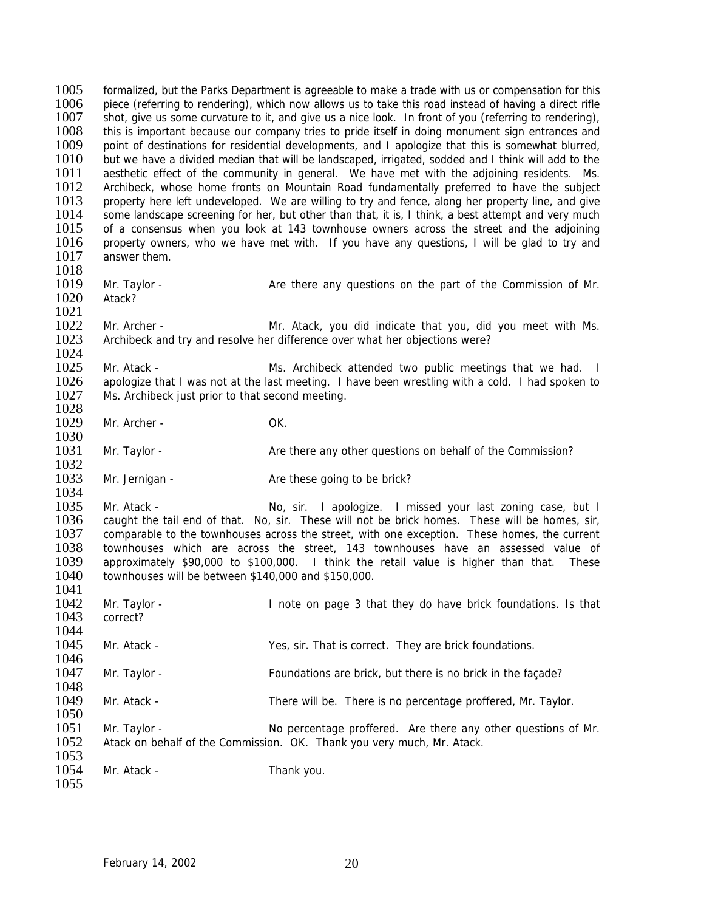formalized, but the Parks Department is agreeable to make a trade with us or compensation for this piece (referring to rendering), which now allows us to take this road instead of having a direct rifle shot, give us some curvature to it, and give us a nice look. In front of you (referring to rendering), this is important because our company tries to pride itself in doing monument sign entrances and point of destinations for residential developments, and I apologize that this is somewhat blurred, but we have a divided median that will be landscaped, irrigated, sodded and I think will add to the aesthetic effect of the community in general. We have met with the adjoining residents. Ms. Archibeck, whose home fronts on Mountain Road fundamentally preferred to have the subject property here left undeveloped. We are willing to try and fence, along her property line, and give some landscape screening for her, but other than that, it is, I think, a best attempt and very much of a consensus when you look at 143 townhouse owners across the street and the adjoining property owners, who we have met with. If you have any questions, I will be glad to try and answer them.

Mr. Taylor - Are there any questions on the part of the Commission of Mr. Atack?

Mr. Archer - Mr. Atack, you did indicate that you, did you meet with Ms. Archibeck and try and resolve her difference over what her objections were?

Mr. Atack - Ms. Archibeck attended two public meetings that we had. I apologize that I was not at the last meeting. I have been wrestling with a cold. I had spoken to Ms. Archibeck just prior to that second meeting.

Mr. Archer - OK.

Mr. Taylor - Are there any other questions on behalf of the Commission?

Mr. Jernigan - Are these going to be brick?

Mr. Atack - No, sir. I apologize. I missed your last zoning case, but I caught the tail end of that. No, sir. These will not be brick homes. These will be homes, sir, comparable to the townhouses across the street, with one exception. These homes, the current townhouses which are across the street, 143 townhouses have an assessed value of approximately $90,000 to $100,000. I think the retail value is higher than that. These townhouses will be between $140,000 and $150,000.

Mr. Taylor - I note on page 3 that they do have brick foundations. Is that correct?

Mr. Atack - Yes, sir. That is correct. They are brick foundations.

Mr. Taylor - Foundations are brick, but there is no brick in the façade?

Mr. Atack - There will be. There is no percentage proffered, Mr. Taylor.

Mr. Taylor - No percentage proffered. Are there any other questions of Mr. Atack on behalf of the Commission. OK. Thank you very much, Mr. Atack.

Mr. Atack - Thank you.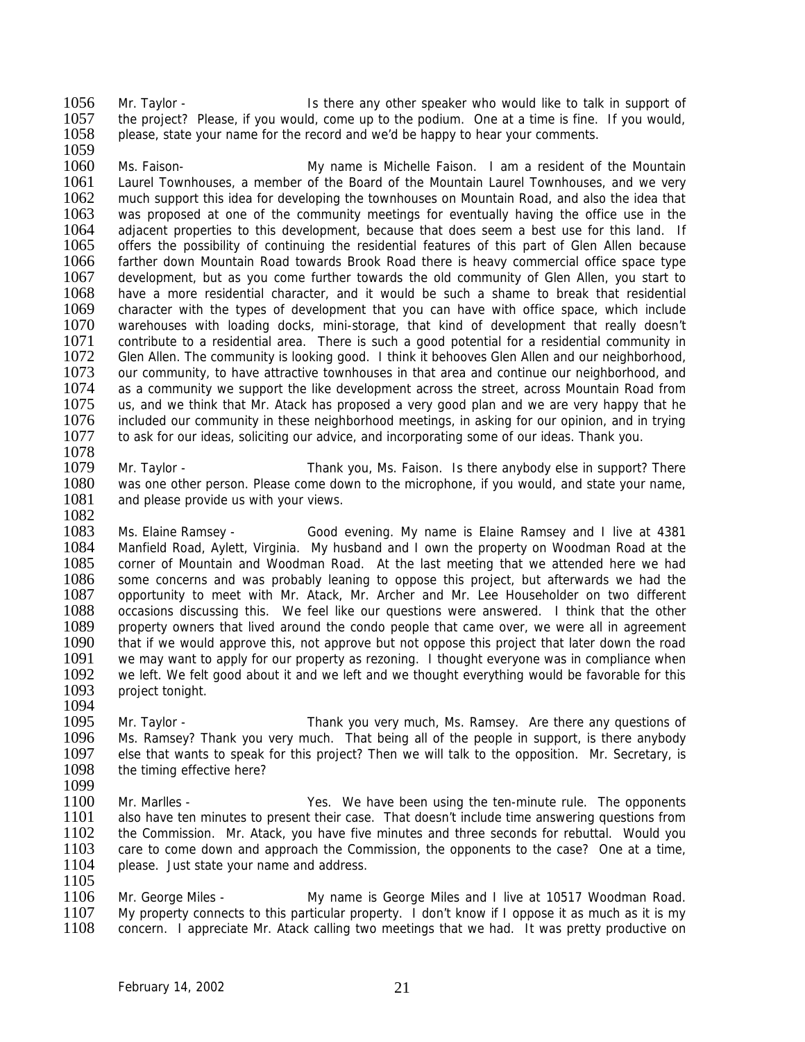Mr. Taylor - Is there any other speaker who would like to talk in support of the project? Please, if you would, come up to the podium. One at a time is fine. If you would, please, state your name for the record and we'd be happy to hear your comments.

Ms. Faison- My name is Michelle Faison. I am a resident of the Mountain Laurel Townhouses, a member of the Board of the Mountain Laurel Townhouses, and we very much support this idea for developing the townhouses on Mountain Road, and also the idea that was proposed at one of the community meetings for eventually having the office use in the adjacent properties to this development, because that does seem a best use for this land. If offers the possibility of continuing the residential features of this part of Glen Allen because farther down Mountain Road towards Brook Road there is heavy commercial office space type development, but as you come further towards the old community of Glen Allen, you start to have a more residential character, and it would be such a shame to break that residential character with the types of development that you can have with office space, which include warehouses with loading docks, mini-storage, that kind of development that really doesn't contribute to a residential area. There is such a good potential for a residential community in Glen Allen. The community is looking good. I think it behooves Glen Allen and our neighborhood, our community, to have attractive townhouses in that area and continue our neighborhood, and as a community we support the like development across the street, across Mountain Road from us, and we think that Mr. Atack has proposed a very good plan and we are very happy that he included our community in these neighborhood meetings, in asking for our opinion, and in trying to ask for our ideas, soliciting our advice, and incorporating some of our ideas. Thank you.

Mr. Taylor - Thank you, Ms. Faison. Is there anybody else in support? There was one other person. Please come down to the microphone, if you would, and state your name, and please provide us with your views.

Ms. Elaine Ramsey - Good evening. My name is Elaine Ramsey and I live at 4381 Manfield Road, Aylett, Virginia. My husband and I own the property on Woodman Road at the corner of Mountain and Woodman Road. At the last meeting that we attended here we had some concerns and was probably leaning to oppose this project, but afterwards we had the opportunity to meet with Mr. Atack, Mr. Archer and Mr. Lee Householder on two different occasions discussing this. We feel like our questions were answered. I think that the other property owners that lived around the condo people that came over, we were all in agreement that if we would approve this, not approve but not oppose this project that later down the road we may want to apply for our property as rezoning. I thought everyone was in compliance when we left. We felt good about it and we left and we thought everything would be favorable for this project tonight.

Mr. Taylor - Thank you very much, Ms. Ramsey. Are there any questions of Ms. Ramsey? Thank you very much. That being all of the people in support, is there anybody else that wants to speak for this project? Then we will talk to the opposition. Mr. Secretary, is the timing effective here?

Mr. Marlles - Yes. We have been using the ten-minute rule. The opponents also have ten minutes to present their case. That doesn't include time answering questions from the Commission. Mr. Atack, you have five minutes and three seconds for rebuttal. Would you care to come down and approach the Commission, the opponents to the case? One at a time, please. Just state your name and address.

Mr. George Miles - My name is George Miles and I live at 10517 Woodman Road. My property connects to this particular property. I don't know if I oppose it as much as it is my concern. I appreciate Mr. Atack calling two meetings that we had. It was pretty productive on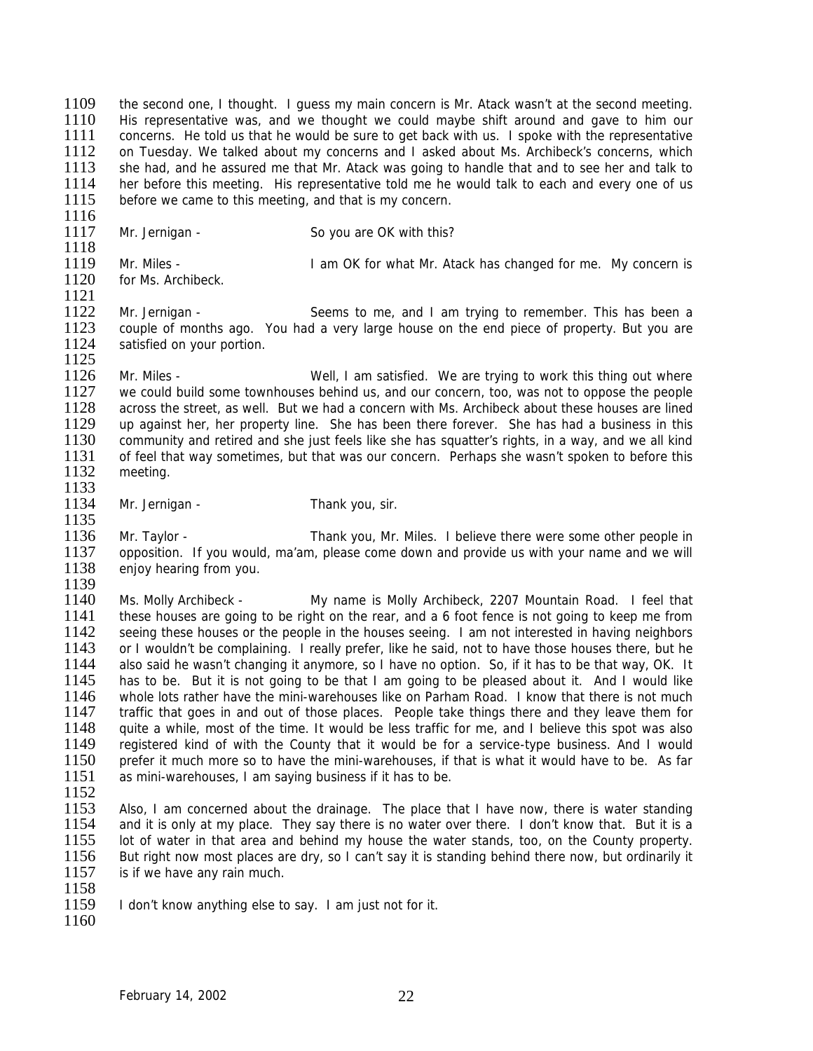the second one, I thought. I guess my main concern is Mr. Atack wasn't at the second meeting. His representative was, and we thought we could maybe shift around and gave to him our concerns. He told us that he would be sure to get back with us. I spoke with the representative on Tuesday. We talked about my concerns and I asked about Ms. Archibeck's concerns, which she had, and he assured me that Mr. Atack was going to handle that and to see her and talk to her before this meeting. His representative told me he would talk to each and every one of us before we came to this meeting, and that is my concern.

Mr. Jernigan - So you are OK with this?

Mr. Miles - I am OK for what Mr. Atack has changed for me. My concern is for Ms. Archibeck.

Mr. Jernigan - Seems to me, and I am trying to remember. This has been a couple of months ago. You had a very large house on the end piece of property. But you are satisfied on your portion.

Mr. Miles - Well, I am satisfied. We are trying to work this thing out where we could build some townhouses behind us, and our concern, too, was not to oppose the people across the street, as well. But we had a concern with Ms. Archibeck about these houses are lined up against her, her property line. She has been there forever. She has had a business in this community and retired and she just feels like she has squatter's rights, in a way, and we all kind of feel that way sometimes, but that was our concern. Perhaps she wasn't spoken to before this meeting.

Mr. Jernigan - Thank you, sir.

Mr. Taylor - Thank you, Mr. Miles. I believe there were some other people in opposition. If you would, ma'am, please come down and provide us with your name and we will enjoy hearing from you.

Ms. Molly Archibeck - My name is Molly Archibeck, 2207 Mountain Road. I feel that these houses are going to be right on the rear, and a 6 foot fence is not going to keep me from seeing these houses or the people in the houses seeing. I am not interested in having neighbors or I wouldn't be complaining. I really prefer, like he said, not to have those houses there, but he also said he wasn't changing it anymore, so I have no option. So, if it has to be that way, OK. It has to be. But it is not going to be that I am going to be pleased about it. And I would like whole lots rather have the mini-warehouses like on Parham Road. I know that there is not much traffic that goes in and out of those places. People take things there and they leave them for quite a while, most of the time. It would be less traffic for me, and I believe this spot was also registered kind of with the County that it would be for a service-type business. And I would prefer it much more so to have the mini-warehouses, if that is what it would have to be. As far as mini-warehouses, I am saying business if it has to be.

Also, I am concerned about the drainage. The place that I have now, there is water standing and it is only at my place. They say there is no water over there. I don't know that. But it is a lot of water in that area and behind my house the water stands, too, on the County property. But right now most places are dry, so I can't say it is standing behind there now, but ordinarily it is if we have any rain much.

I don't know anything else to say. I am just not for it.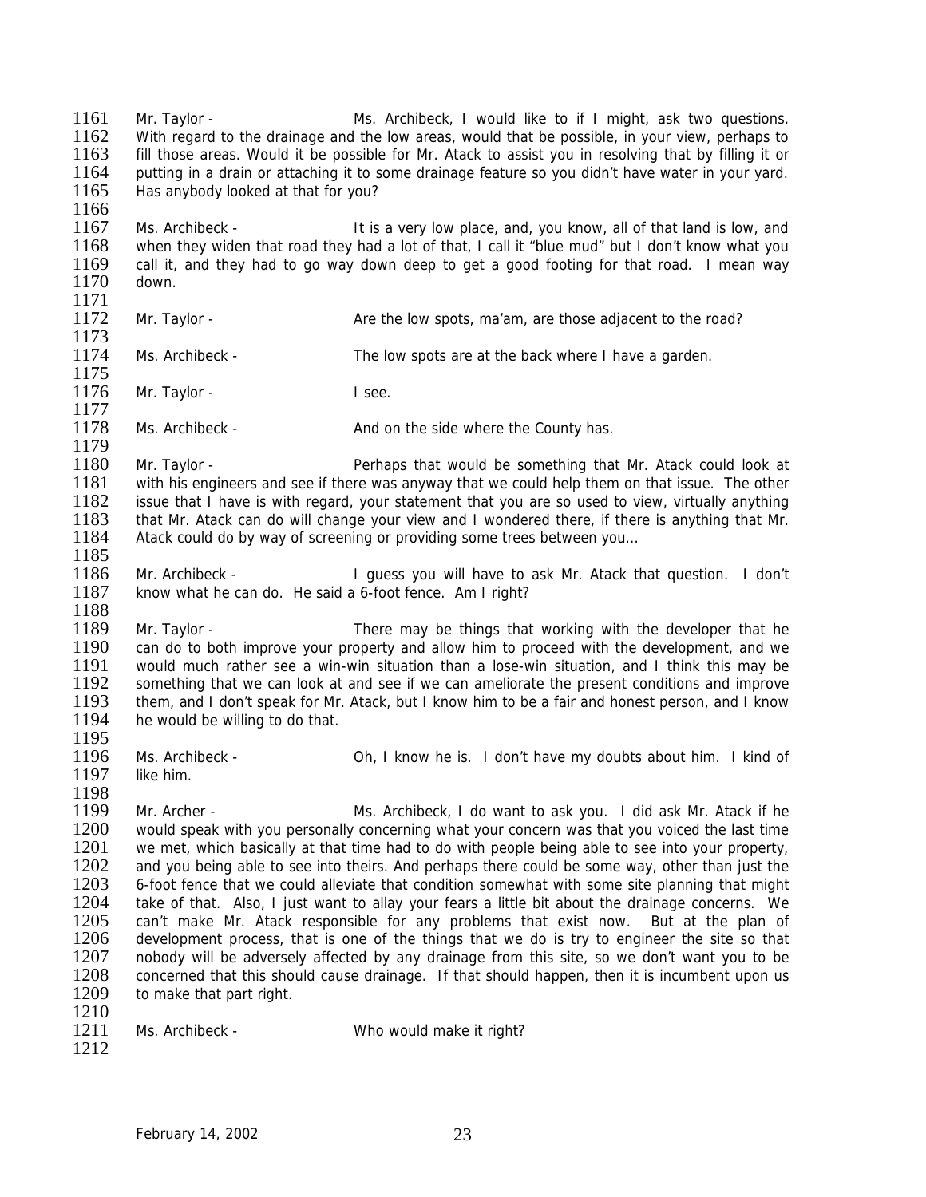Mr. Taylor - Ms. Archibeck, I would like to if I might, ask two questions. With regard to the drainage and the low areas, would that be possible, in your view, perhaps to fill those areas. Would it be possible for Mr. Atack to assist you in resolving that by filling it or putting in a drain or attaching it to some drainage feature so you didn't have water in your yard. Has anybody looked at that for you?

Ms. Archibeck - It is a very low place, and, you know, all of that land is low, and when they widen that road they had a lot of that, I call it "blue mud" but I don't know what you call it, and they had to go way down deep to get a good footing for that road. I mean way down.

Mr. Taylor - Are the low spots, ma'am, are those adjacent to the road?

Ms. Archibeck - The low spots are at the back where I have a garden.

Mr. Taylor - I see.

Ms. Archibeck - And on the side where the County has.

Mr. Taylor - Perhaps that would be something that Mr. Atack could look at with his engineers and see if there was anyway that we could help them on that issue. The other issue that I have is with regard, your statement that you are so used to view, virtually anything that Mr. Atack can do will change your view and I wondered there, if there is anything that Mr. Atack could do by way of screening or providing some trees between you…

Mr. Archibeck - I guess you will have to ask Mr. Atack that question. I don't know what he can do. He said a 6-foot fence. Am I right?

Mr. Taylor - There may be things that working with the developer that he can do to both improve your property and allow him to proceed with the development, and we would much rather see a win-win situation than a lose-win situation, and I think this may be something that we can look at and see if we can ameliorate the present conditions and improve them, and I don't speak for Mr. Atack, but I know him to be a fair and honest person, and I know he would be willing to do that.

Ms. Archibeck - Oh, I know he is. I don't have my doubts about him. I kind of like him.

Mr. Archer - Ms. Archibeck, I do want to ask you. I did ask Mr. Atack if he would speak with you personally concerning what your concern was that you voiced the last time we met, which basically at that time had to do with people being able to see into your property, and you being able to see into theirs. And perhaps there could be some way, other than just the 6-foot fence that we could alleviate that condition somewhat with some site planning that might take of that. Also, I just want to allay your fears a little bit about the drainage concerns. We can't make Mr. Atack responsible for any problems that exist now. But at the plan of development process, that is one of the things that we do is try to engineer the site so that nobody will be adversely affected by any drainage from this site, so we don't want you to be concerned that this should cause drainage. If that should happen, then it is incumbent upon us to make that part right.

Ms. Archibeck - Who would make it right?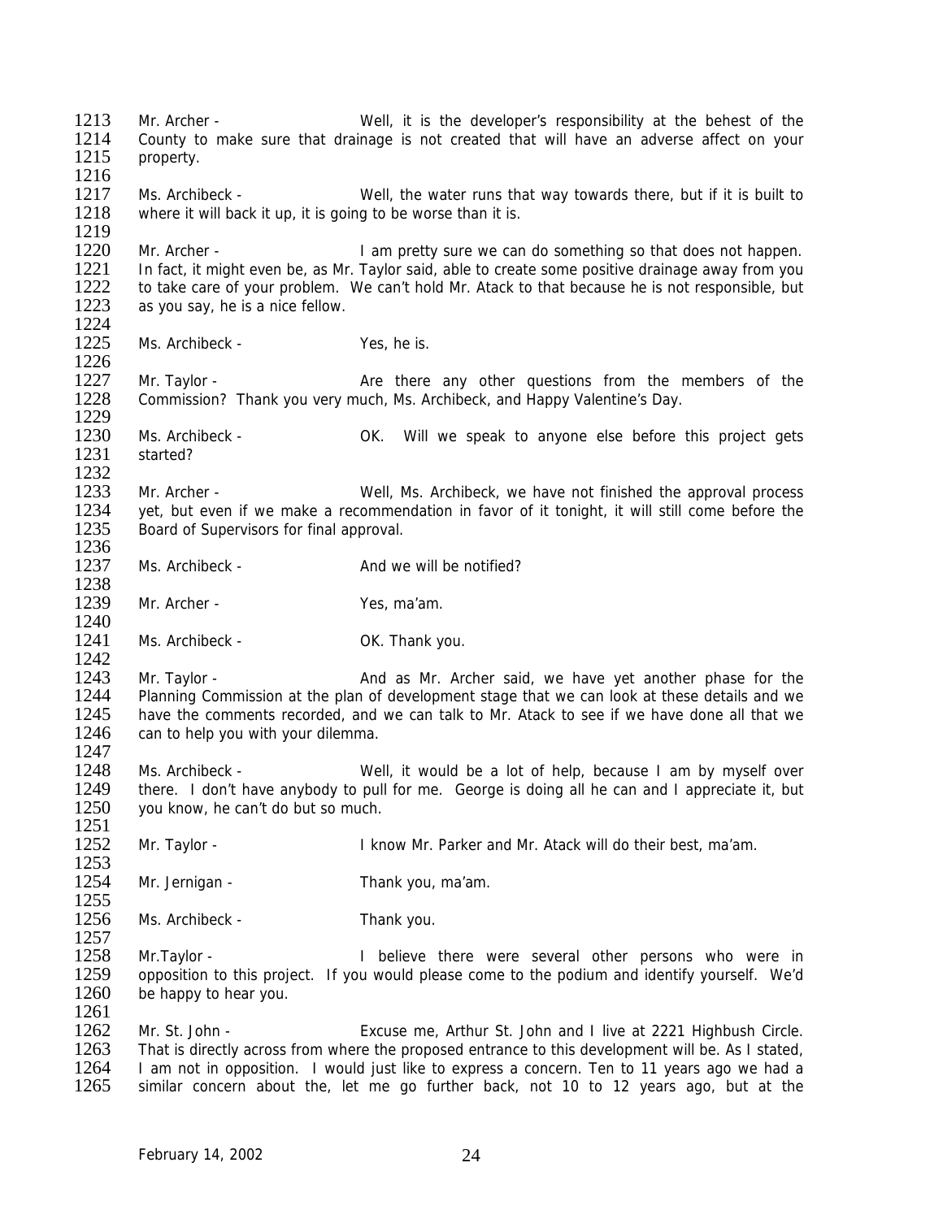Mr. Archer - Well, it is the developer's responsibility at the behest of the County to make sure that drainage is not created that will have an adverse affect on your property.

Ms. Archibeck - Well, the water runs that way towards there, but if it is built to where it will back it up, it is going to be worse than it is.

Mr. Archer - I am pretty sure we can do something so that does not happen. In fact, it might even be, as Mr. Taylor said, able to create some positive drainage away from you to take care of your problem. We can't hold Mr. Atack to that because he is not responsible, but as you say, he is a nice fellow.

Ms. Archibeck - Yes, he is.

Mr. Taylor - Are there any other questions from the members of the Commission? Thank you very much, Ms. Archibeck, and Happy Valentine's Day.

Ms. Archibeck - OK. Will we speak to anyone else before this project gets started?

Mr. Archer - Well, Ms. Archibeck, we have not finished the approval process yet, but even if we make a recommendation in favor of it tonight, it will still come before the Board of Supervisors for final approval.

Ms. Archibeck - And we will be notified?

Mr. Archer - Yes, ma'am.

Ms. Archibeck - OK. Thank you.

Mr. Taylor - And as Mr. Archer said, we have yet another phase for the Planning Commission at the plan of development stage that we can look at these details and we have the comments recorded, and we can talk to Mr. Atack to see if we have done all that we can to help you with your dilemma.

Ms. Archibeck - Well, it would be a lot of help, because I am by myself over there. I don't have anybody to pull for me. George is doing all he can and I appreciate it, but you know, he can't do but so much.

Mr. Taylor - I know Mr. Parker and Mr. Atack will do their best, ma'am.

Mr. Jernigan - Thank you, ma'am.

Ms. Archibeck - Thank you.

Mr.Taylor - I believe there were several other persons who were in opposition to this project. If you would please come to the podium and identify yourself. We'd be happy to hear you.

Mr. St. John - Excuse me, Arthur St. John and I live at 2221 Highbush Circle. That is directly across from where the proposed entrance to this development will be. As I stated, I am not in opposition. I would just like to express a concern. Ten to 11 years ago we had a similar concern about the, let me go further back, not 10 to 12 years ago, but at the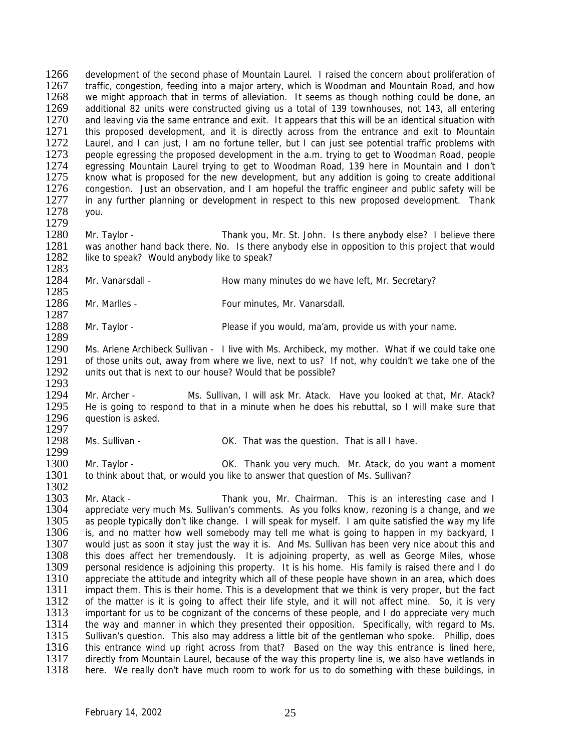development of the second phase of Mountain Laurel. I raised the concern about proliferation of traffic, congestion, feeding into a major artery, which is Woodman and Mountain Road, and how we might approach that in terms of alleviation. It seems as though nothing could be done, an additional 82 units were constructed giving us a total of 139 townhouses, not 143, all entering and leaving via the same entrance and exit. It appears that this will be an identical situation with this proposed development, and it is directly across from the entrance and exit to Mountain Laurel, and I can just, I am no fortune teller, but I can just see potential traffic problems with people egressing the proposed development in the a.m. trying to get to Woodman Road, people egressing Mountain Laurel trying to get to Woodman Road, 139 here in Mountain and I don't know what is proposed for the new development, but any addition is going to create additional congestion. Just an observation, and I am hopeful the traffic engineer and public safety will be in any further planning or development in respect to this new proposed development. Thank you.

Mr. Taylor - Thank you, Mr. St. John. Is there anybody else? I believe there was another hand back there. No. Is there anybody else in opposition to this project that would like to speak? Would anybody like to speak?

Mr. Vanarsdall - How many minutes do we have left, Mr. Secretary?

Mr. Marlles - Four minutes, Mr. Vanarsdall.

Mr. Taylor - Please if you would, ma'am, provide us with your name.

Ms. Arlene Archibeck Sullivan - I live with Ms. Archibeck, my mother. What if we could take one of those units out, away from where we live, next to us? If not, why couldn't we take one of the units out that is next to our house? Would that be possible?

Mr. Archer - Ms. Sullivan, I will ask Mr. Atack. Have you looked at that, Mr. Atack? He is going to respond to that in a minute when he does his rebuttal, so I will make sure that question is asked.

Ms. Sullivan - OK. That was the question. That is all I have.

Mr. Taylor - OK. Thank you very much. Mr. Atack, do you want a moment to think about that, or would you like to answer that question of Ms. Sullivan?

Mr. Atack - Thank you, Mr. Chairman. This is an interesting case and I appreciate very much Ms. Sullivan's comments. As you folks know, rezoning is a change, and we as people typically don't like change. I will speak for myself. I am quite satisfied the way my life is, and no matter how well somebody may tell me what is going to happen in my backyard, I would just as soon it stay just the way it is. And Ms. Sullivan has been very nice about this and this does affect her tremendously. It is adjoining property, as well as George Miles, whose personal residence is adjoining this property. It is his home. His family is raised there and I do appreciate the attitude and integrity which all of these people have shown in an area, which does impact them. This is their home. This is a development that we think is very proper, but the fact of the matter is it is going to affect their life style, and it will not affect mine. So, it is very important for us to be cognizant of the concerns of these people, and I do appreciate very much the way and manner in which they presented their opposition. Specifically, with regard to Ms. Sullivan's question. This also may address a little bit of the gentleman who spoke. Phillip, does this entrance wind up right across from that? Based on the way this entrance is lined here, directly from Mountain Laurel, because of the way this property line is, we also have wetlands in here. We really don't have much room to work for us to do something with these buildings, in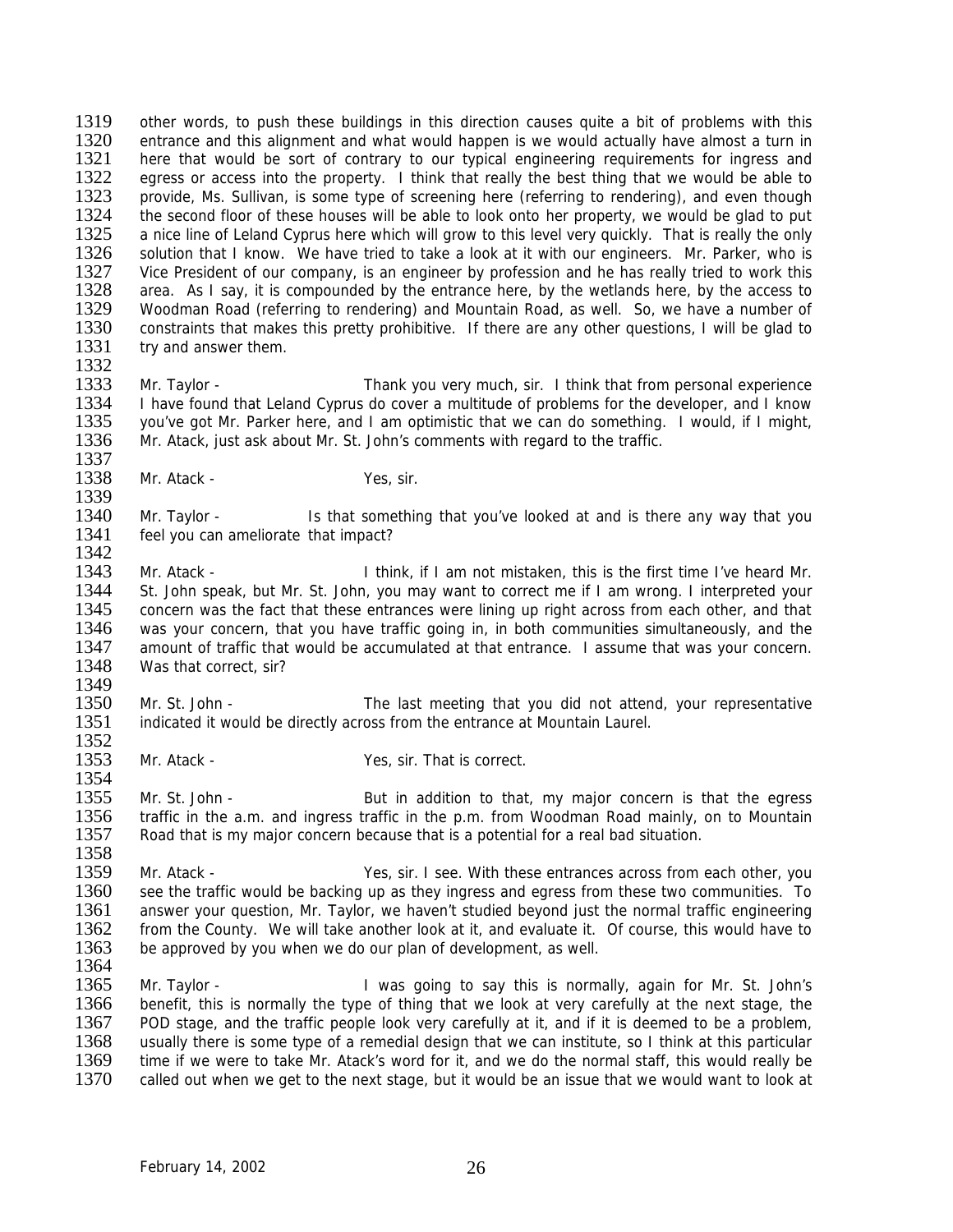other words, to push these buildings in this direction causes quite a bit of problems with this entrance and this alignment and what would happen is we would actually have almost a turn in here that would be sort of contrary to our typical engineering requirements for ingress and egress or access into the property. I think that really the best thing that we would be able to provide, Ms. Sullivan, is some type of screening here (referring to rendering), and even though the second floor of these houses will be able to look onto her property, we would be glad to put a nice line of Leland Cyprus here which will grow to this level very quickly. That is really the only solution that I know. We have tried to take a look at it with our engineers. Mr. Parker, who is Vice President of our company, is an engineer by profession and he has really tried to work this area. As I say, it is compounded by the entrance here, by the wetlands here, by the access to Woodman Road (referring to rendering) and Mountain Road, as well. So, we have a number of constraints that makes this pretty prohibitive. If there are any other questions, I will be glad to try and answer them.

Mr. Taylor - Thank you very much, sir. I think that from personal experience I have found that Leland Cyprus do cover a multitude of problems for the developer, and I know you've got Mr. Parker here, and I am optimistic that we can do something. I would, if I might, Mr. Atack, just ask about Mr. St. John's comments with regard to the traffic.

Mr. Atack - Yes, sir.

Mr. Taylor - Is that something that you've looked at and is there any way that you feel you can ameliorate that impact?

Mr. Atack - I think, if I am not mistaken, this is the first time I've heard Mr. St. John speak, but Mr. St. John, you may want to correct me if I am wrong. I interpreted your concern was the fact that these entrances were lining up right across from each other, and that was your concern, that you have traffic going in, in both communities simultaneously, and the amount of traffic that would be accumulated at that entrance. I assume that was your concern. Was that correct, sir?

Mr. St. John - The last meeting that you did not attend, your representative indicated it would be directly across from the entrance at Mountain Laurel.

Mr. Atack - Yes, sir. That is correct.

Mr. St. John - But in addition to that, my major concern is that the egress traffic in the a.m. and ingress traffic in the p.m. from Woodman Road mainly, on to Mountain Road that is my major concern because that is a potential for a real bad situation.

Mr. Atack - Yes, sir. I see. With these entrances across from each other, you see the traffic would be backing up as they ingress and egress from these two communities. To answer your question, Mr. Taylor, we haven't studied beyond just the normal traffic engineering from the County. We will take another look at it, and evaluate it. Of course, this would have to be approved by you when we do our plan of development, as well.

Mr. Taylor - I was going to say this is normally, again for Mr. St. John's benefit, this is normally the type of thing that we look at very carefully at the next stage, the POD stage, and the traffic people look very carefully at it, and if it is deemed to be a problem, usually there is some type of a remedial design that we can institute, so I think at this particular time if we were to take Mr. Atack's word for it, and we do the normal staff, this would really be called out when we get to the next stage, but it would be an issue that we would want to look at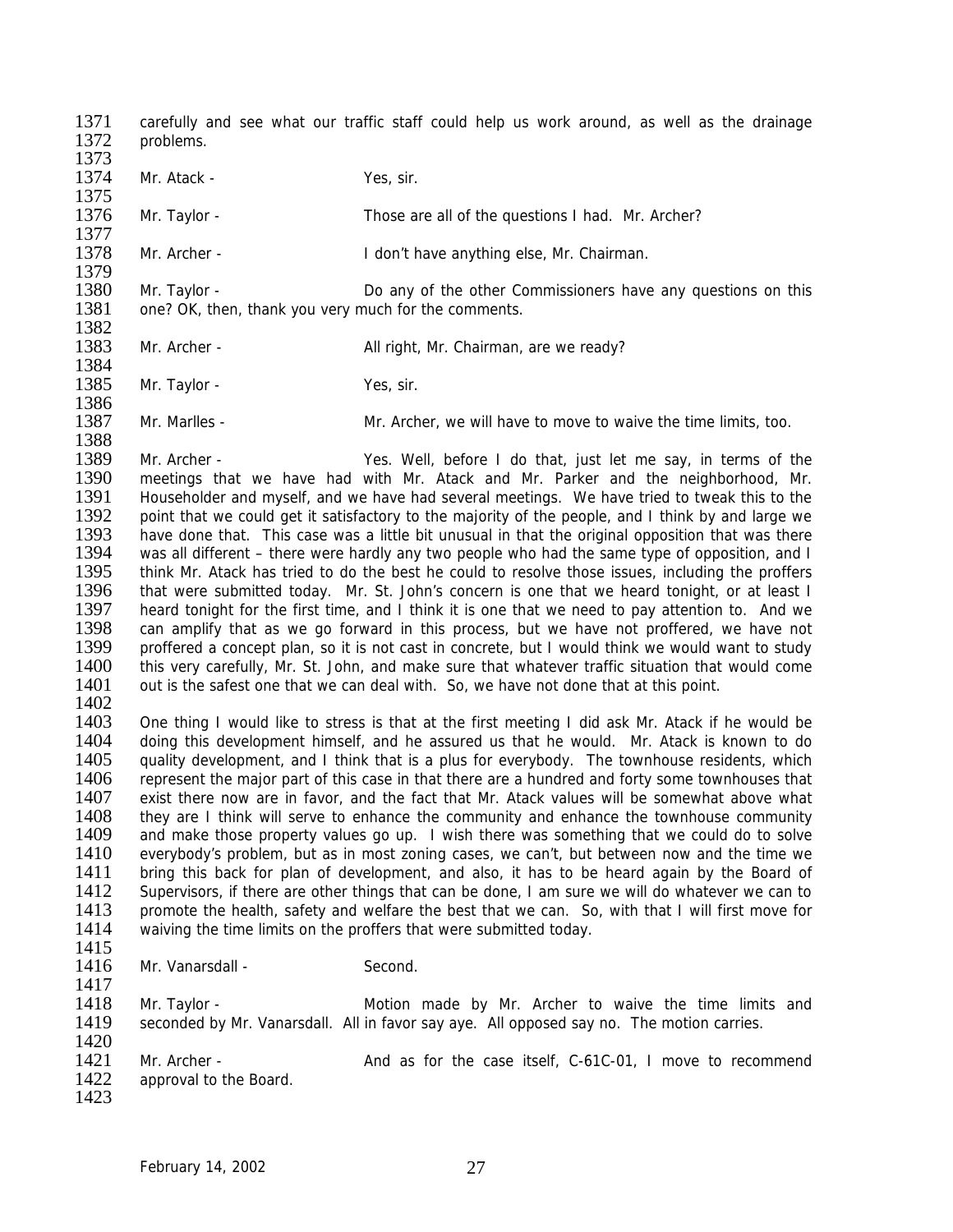carefully and see what our traffic staff could help us work around, as well as the drainage problems.

Mr. Atack - Yes, sir.

Mr. Taylor - Those are all of the questions I had. Mr. Archer?

Mr. Archer - I don't have anything else, Mr. Chairman.

Mr. Taylor - Do any of the other Commissioners have any questions on this one? OK, then, thank you very much for the comments.

Mr. Archer - All right, Mr. Chairman, are we ready?

Mr. Taylor - Yes, sir.

Mr. Marlles - Mr. Archer, we will have to move to waive the time limits, too.

Mr. Archer - Yes. Well, before I do that, just let me say, in terms of the meetings that we have had with Mr. Atack and Mr. Parker and the neighborhood, Mr. Householder and myself, and we have had several meetings. We have tried to tweak this to the point that we could get it satisfactory to the majority of the people, and I think by and large we have done that. This case was a little bit unusual in that the original opposition that was there was all different – there were hardly any two people who had the same type of opposition, and I think Mr. Atack has tried to do the best he could to resolve those issues, including the proffers that were submitted today. Mr. St. John's concern is one that we heard tonight, or at least I heard tonight for the first time, and I think it is one that we need to pay attention to. And we can amplify that as we go forward in this process, but we have not proffered, we have not proffered a concept plan, so it is not cast in concrete, but I would think we would want to study this very carefully, Mr. St. John, and make sure that whatever traffic situation that would come out is the safest one that we can deal with. So, we have not done that at this point.

One thing I would like to stress is that at the first meeting I did ask Mr. Atack if he would be doing this development himself, and he assured us that he would. Mr. Atack is known to do quality development, and I think that is a plus for everybody. The townhouse residents, which represent the major part of this case in that there are a hundred and forty some townhouses that exist there now are in favor, and the fact that Mr. Atack values will be somewhat above what they are I think will serve to enhance the community and enhance the townhouse community and make those property values go up. I wish there was something that we could do to solve everybody's problem, but as in most zoning cases, we can't, but between now and the time we bring this back for plan of development, and also, it has to be heard again by the Board of Supervisors, if there are other things that can be done, I am sure we will do whatever we can to promote the health, safety and welfare the best that we can. So, with that I will first move for waiving the time limits on the proffers that were submitted today.

Mr. Vanarsdall - Second.

Mr. Taylor - Motion made by Mr. Archer to waive the time limits and seconded by Mr. Vanarsdall. All in favor say aye. All opposed say no. The motion carries.

Mr. Archer - And as for the case itself, C-61C-01, I move to recommend approval to the Board.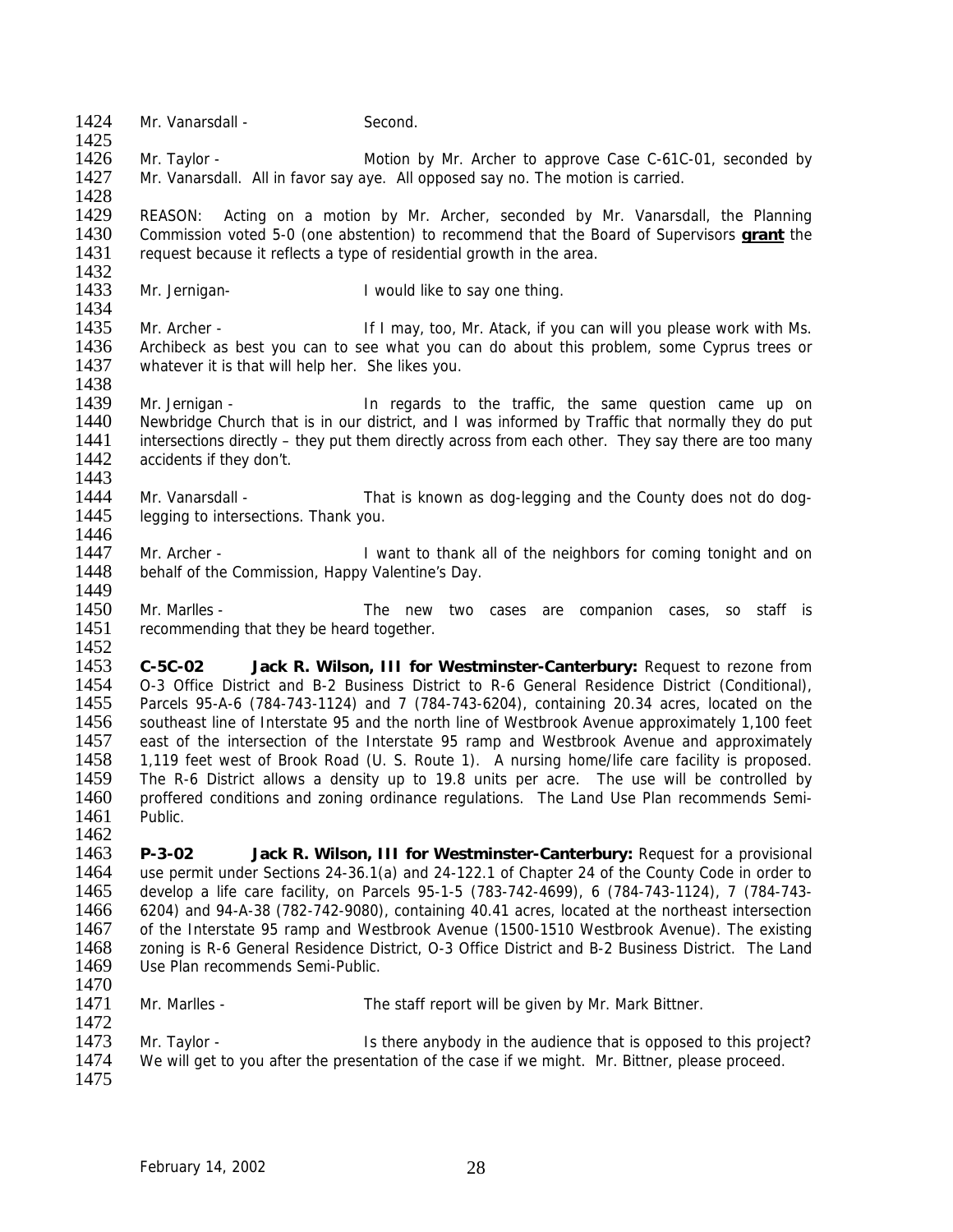Mr. Vanarsdall - Second.

Mr. Taylor - Motion by Mr. Archer to approve Case C-61C-01, seconded by Mr. Vanarsdall. All in favor say aye. All opposed say no. The motion is carried.

REASON: Acting on a motion by Mr. Archer, seconded by Mr. Vanarsdall, the Planning Commission voted 5-0 (one abstention) to recommend that the Board of Supervisors **grant** the request because it reflects a type of residential growth in the area.

Mr. Jernigan- I would like to say one thing.

Mr. Archer - If I may, too, Mr. Atack, if you can will you please work with Ms. Archibeck as best you can to see what you can do about this problem, some Cyprus trees or whatever it is that will help her. She likes you.

Mr. Jernigan - In regards to the traffic, the same question came up on Newbridge Church that is in our district, and I was informed by Traffic that normally they do put intersections directly – they put them directly across from each other. They say there are too many accidents if they don't.

Mr. Vanarsdall - That is known as dog-legging and the County does not do dog-legging to intersections. Thank you.

Mr. Archer - I want to thank all of the neighbors for coming tonight and on behalf of the Commission, Happy Valentine's Day.

Mr. Marlles - The new two cases are companion cases, so staff is recommending that they be heard together.

**C-5C-02 Jack R. Wilson, III for Westminster-Canterbury:** Request to rezone from O-3 Office District and B-2 Business District to R-6 General Residence District (Conditional), Parcels 95-A-6 (784-743-1124) and 7 (784-743-6204), containing 20.34 acres, located on the southeast line of Interstate 95 and the north line of Westbrook Avenue approximately 1,100 feet east of the intersection of the Interstate 95 ramp and Westbrook Avenue and approximately 1,119 feet west of Brook Road (U. S. Route 1). A nursing home/life care facility is proposed. The R-6 District allows a density up to 19.8 units per acre. The use will be controlled by proffered conditions and zoning ordinance regulations. The Land Use Plan recommends Semi-Public.

**P-3-02 Jack R. Wilson, III for Westminster-Canterbury:** Request for a provisional use permit under Sections 24-36.1(a) and 24-122.1 of Chapter 24 of the County Code in order to develop a life care facility, on Parcels 95-1-5 (783-742-4699), 6 (784-743-1124), 7 (784-743-6204) and 94-A-38 (782-742-9080), containing 40.41 acres, located at the northeast intersection of the Interstate 95 ramp and Westbrook Avenue (1500-1510 Westbrook Avenue). The existing zoning is R-6 General Residence District, O-3 Office District and B-2 Business District. The Land Use Plan recommends Semi-Public.

Mr. Marlles - The staff report will be given by Mr. Mark Bittner.

Mr. Taylor - Is there anybody in the audience that is opposed to this project? We will get to you after the presentation of the case if we might. Mr. Bittner, please proceed.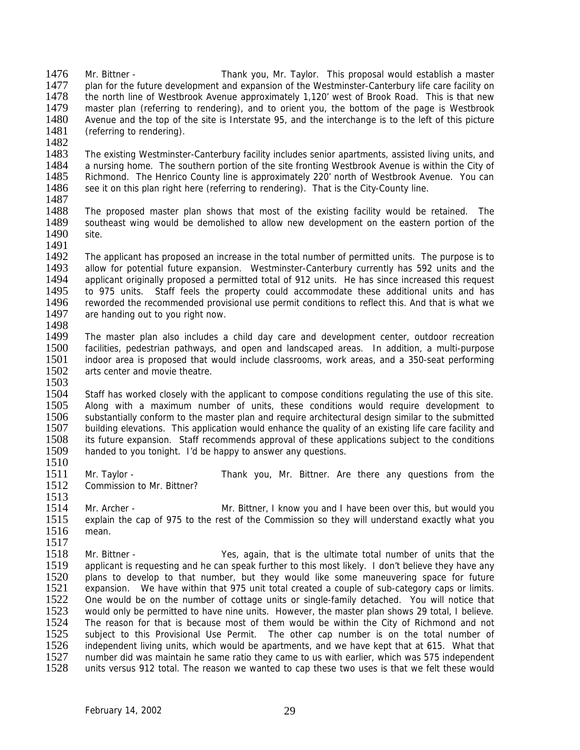Mr. Bittner - Thank you, Mr. Taylor. This proposal would establish a master plan for the future development and expansion of the Westminster-Canterbury life care facility on the north line of Westbrook Avenue approximately 1,120' west of Brook Road. This is that new master plan (referring to rendering), and to orient you, the bottom of the page is Westbrook Avenue and the top of the site is Interstate 95, and the interchange is to the left of this picture (referring to rendering).

The existing Westminster-Canterbury facility includes senior apartments, assisted living units, and a nursing home. The southern portion of the site fronting Westbrook Avenue is within the City of Richmond. The Henrico County line is approximately 220' north of Westbrook Avenue. You can see it on this plan right here (referring to rendering). That is the City-County line.

The proposed master plan shows that most of the existing facility would be retained. The southeast wing would be demolished to allow new development on the eastern portion of the site.

The applicant has proposed an increase in the total number of permitted units. The purpose is to allow for potential future expansion. Westminster-Canterbury currently has 592 units and the applicant originally proposed a permitted total of 912 units. He has since increased this request to 975 units. Staff feels the property could accommodate these additional units and has reworded the recommended provisional use permit conditions to reflect this. And that is what we are handing out to you right now.

The master plan also includes a child day care and development center, outdoor recreation facilities, pedestrian pathways, and open and landscaped areas. In addition, a multi-purpose indoor area is proposed that would include classrooms, work areas, and a 350-seat performing arts center and movie theatre.

Staff has worked closely with the applicant to compose conditions regulating the use of this site. Along with a maximum number of units, these conditions would require development to substantially conform to the master plan and require architectural design similar to the submitted building elevations. This application would enhance the quality of an existing life care facility and its future expansion. Staff recommends approval of these applications subject to the conditions handed to you tonight. I'd be happy to answer any questions.

Mr. Taylor - Thank you, Mr. Bittner. Are there any questions from the Commission to Mr. Bittner?

Mr. Archer - Mr. Bittner, I know you and I have been over this, but would you explain the cap of 975 to the rest of the Commission so they will understand exactly what you mean.

Mr. Bittner - Yes, again, that is the ultimate total number of units that the applicant is requesting and he can speak further to this most likely. I don't believe they have any plans to develop to that number, but they would like some maneuvering space for future expansion. We have within that 975 unit total created a couple of sub-category caps or limits. One would be on the number of cottage units or single-family detached. You will notice that would only be permitted to have nine units. However, the master plan shows 29 total, I believe. The reason for that is because most of them would be within the City of Richmond and not subject to this Provisional Use Permit. The other cap number is on the total number of independent living units, which would be apartments, and we have kept that at 615. What that number did was maintain he same ratio they came to us with earlier, which was 575 independent units versus 912 total. The reason we wanted to cap these two uses is that we felt these would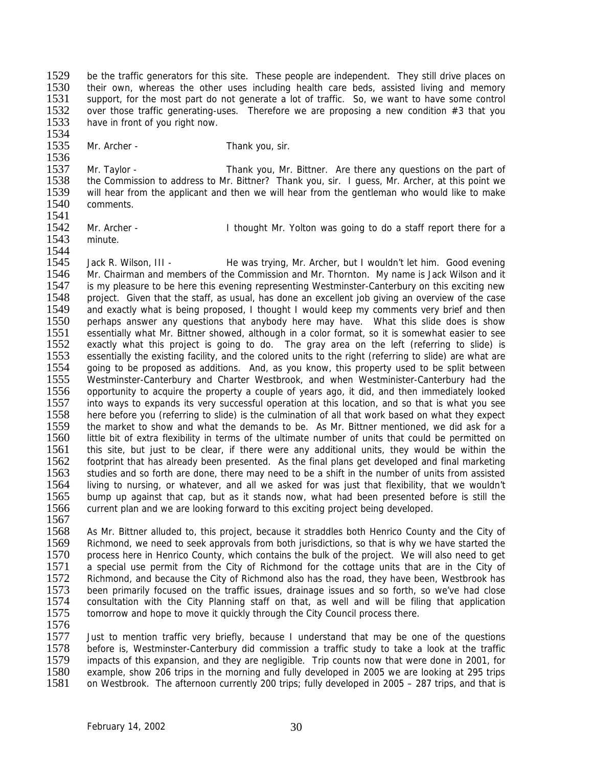be the traffic generators for this site. These people are independent. They still drive places on their own, whereas the other uses including health care beds, assisted living and memory support, for the most part do not generate a lot of traffic. So, we want to have some control over those traffic generating-uses. Therefore we are proposing a new condition #3 that you have in front of you right now.

Mr. Archer - Thank you, sir.

Mr. Taylor - Thank you, Mr. Bittner. Are there any questions on the part of the Commission to address to Mr. Bittner? Thank you, sir. I guess, Mr. Archer, at this point we will hear from the applicant and then we will hear from the gentleman who would like to make comments.

Mr. Archer - I thought Mr. Yolton was going to do a staff report there for a minute.

Jack R. Wilson, III - He was trying, Mr. Archer, but I wouldn't let him. Good evening Mr. Chairman and members of the Commission and Mr. Thornton. My name is Jack Wilson and it is my pleasure to be here this evening representing Westminster-Canterbury on this exciting new project. Given that the staff, as usual, has done an excellent job giving an overview of the case and exactly what is being proposed, I thought I would keep my comments very brief and then perhaps answer any questions that anybody here may have. What this slide does is show essentially what Mr. Bittner showed, although in a color format, so it is somewhat easier to see exactly what this project is going to do. The gray area on the left (referring to slide) is essentially the existing facility, and the colored units to the right (referring to slide) are what are going to be proposed as additions. And, as you know, this property used to be split between Westminster-Canterbury and Charter Westbrook, and when Westminister-Canterbury had the opportunity to acquire the property a couple of years ago, it did, and then immediately looked into ways to expands its very successful operation at this location, and so that is what you see here before you (referring to slide) is the culmination of all that work based on what they expect the market to show and what the demands to be. As Mr. Bittner mentioned, we did ask for a little bit of extra flexibility in terms of the ultimate number of units that could be permitted on this site, but just to be clear, if there were any additional units, they would be within the footprint that has already been presented. As the final plans get developed and final marketing studies and so forth are done, there may need to be a shift in the number of units from assisted living to nursing, or whatever, and all we asked for was just that flexibility, that we wouldn't bump up against that cap, but as it stands now, what had been presented before is still the current plan and we are looking forward to this exciting project being developed.

As Mr. Bittner alluded to, this project, because it straddles both Henrico County and the City of Richmond, we need to seek approvals from both jurisdictions, so that is why we have started the process here in Henrico County, which contains the bulk of the project. We will also need to get a special use permit from the City of Richmond for the cottage units that are in the City of Richmond, and because the City of Richmond also has the road, they have been, Westbrook has been primarily focused on the traffic issues, drainage issues and so forth, so we've had close consultation with the City Planning staff on that, as well and will be filing that application tomorrow and hope to move it quickly through the City Council process there.

Just to mention traffic very briefly, because I understand that may be one of the questions before is, Westminster-Canterbury did commission a traffic study to take a look at the traffic impacts of this expansion, and they are negligible. Trip counts now that were done in 2001, for example, show 206 trips in the morning and fully developed in 2005 we are looking at 295 trips on Westbrook. The afternoon currently 200 trips; fully developed in 2005 – 287 trips, and that is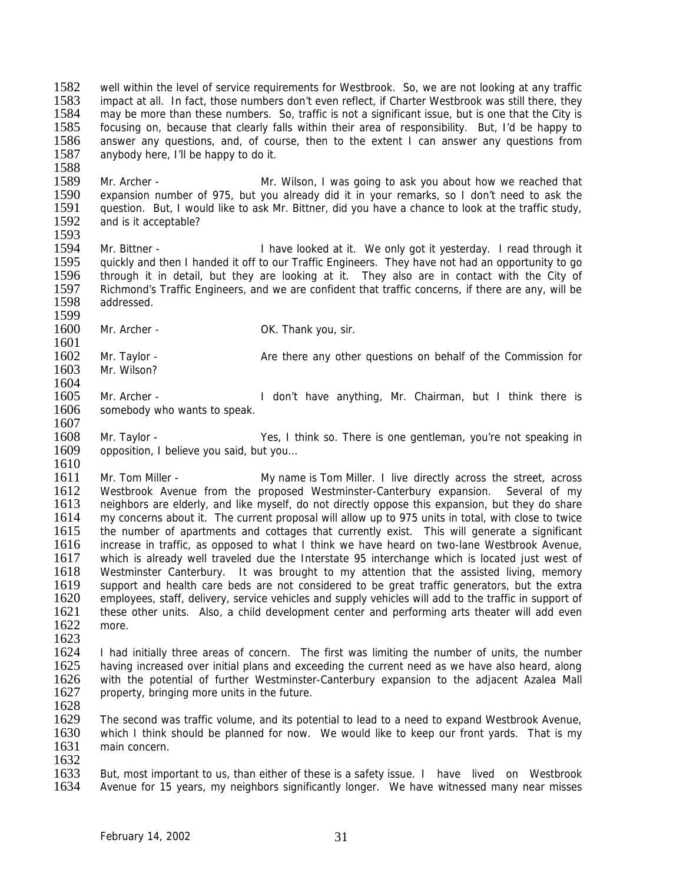well within the level of service requirements for Westbrook. So, we are not looking at any traffic impact at all. In fact, those numbers don't even reflect, if Charter Westbrook was still there, they may be more than these numbers. So, traffic is not a significant issue, but is one that the City is focusing on, because that clearly falls within their area of responsibility. But, I'd be happy to answer any questions, and, of course, then to the extent I can answer any questions from anybody here, I'll be happy to do it.

Mr. Archer - Mr. Wilson, I was going to ask you about how we reached that expansion number of 975, but you already did it in your remarks, so I don't need to ask the question. But, I would like to ask Mr. Bittner, did you have a chance to look at the traffic study, and is it acceptable?

Mr. Bittner - I have looked at it. We only got it yesterday. I read through it quickly and then I handed it off to our Traffic Engineers. They have not had an opportunity to go through it in detail, but they are looking at it. They also are in contact with the City of Richmond's Traffic Engineers, and we are confident that traffic concerns, if there are any, will be addressed.

Mr. Archer - OK. Thank you, sir.

Mr. Taylor - Are there any other questions on behalf of the Commission for Mr. Wilson?

Mr. Archer - I don't have anything, Mr. Chairman, but I think there is somebody who wants to speak.

Mr. Taylor - Yes, I think so. There is one gentleman, you're not speaking in opposition, I believe you said, but you…

Mr. Tom Miller - My name is Tom Miller. I live directly across the street, across Westbrook Avenue from the proposed Westminster-Canterbury expansion. Several of my neighbors are elderly, and like myself, do not directly oppose this expansion, but they do share my concerns about it. The current proposal will allow up to 975 units in total, with close to twice the number of apartments and cottages that currently exist. This will generate a significant increase in traffic, as opposed to what I think we have heard on two-lane Westbrook Avenue, which is already well traveled due the Interstate 95 interchange which is located just west of Westminster Canterbury. It was brought to my attention that the assisted living, memory support and health care beds are not considered to be great traffic generators, but the extra employees, staff, delivery, service vehicles and supply vehicles will add to the traffic in support of these other units. Also, a child development center and performing arts theater will add even more.

I had initially three areas of concern. The first was limiting the number of units, the number having increased over initial plans and exceeding the current need as we have also heard, along with the potential of further Westminster-Canterbury expansion to the adjacent Azalea Mall property, bringing more units in the future.

The second was traffic volume, and its potential to lead to a need to expand Westbrook Avenue, which I think should be planned for now. We would like to keep our front yards. That is my main concern.

But, most important to us, than either of these is a safety issue. I have lived on Westbrook Avenue for 15 years, my neighbors significantly longer. We have witnessed many near misses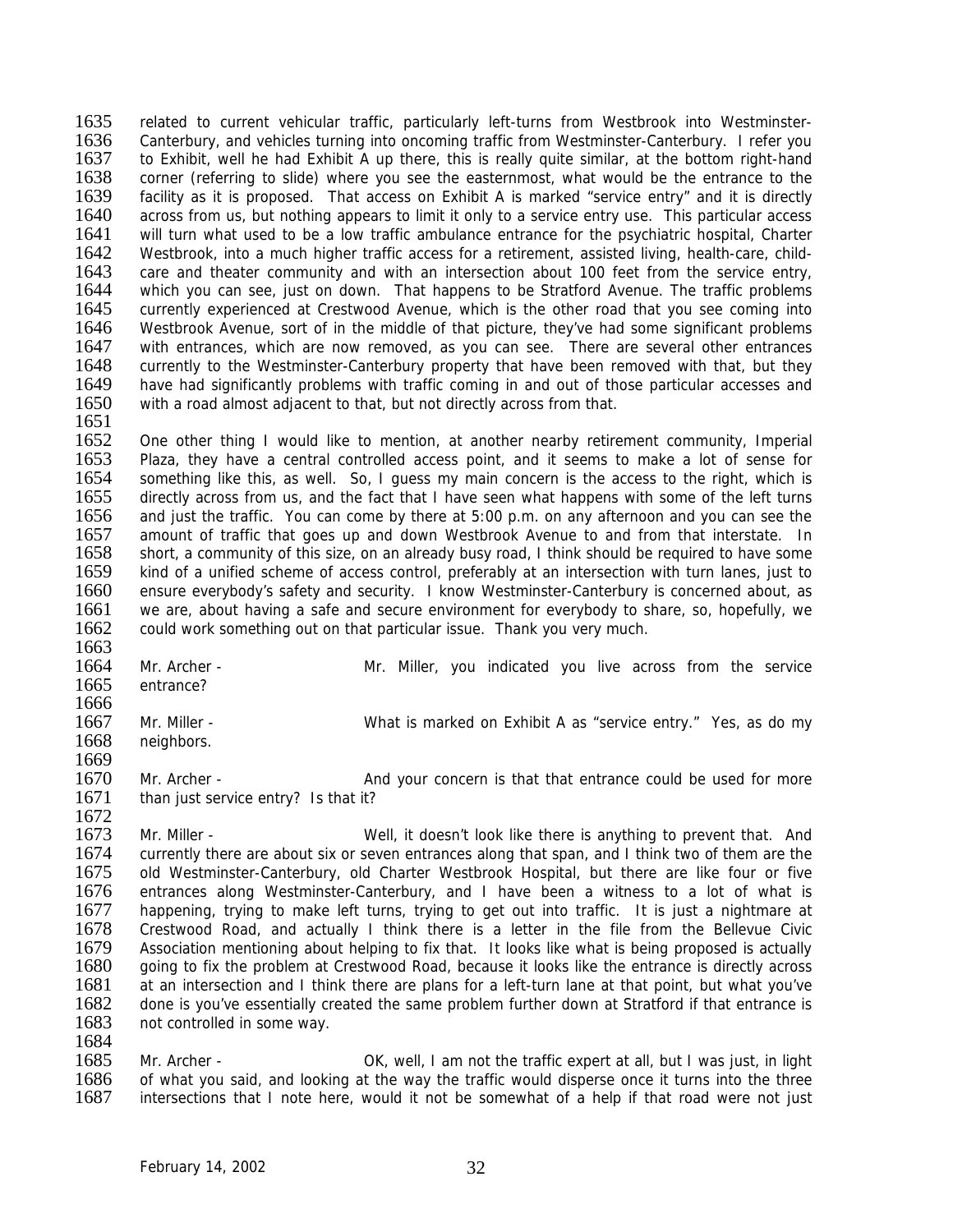related to current vehicular traffic, particularly left-turns from Westbrook into Westminster-Canterbury, and vehicles turning into oncoming traffic from Westminster-Canterbury. I refer you to Exhibit, well he had Exhibit A up there, this is really quite similar, at the bottom right-hand corner (referring to slide) where you see the easternmost, what would be the entrance to the facility as it is proposed. That access on Exhibit A is marked "service entry" and it is directly across from us, but nothing appears to limit it only to a service entry use. This particular access will turn what used to be a low traffic ambulance entrance for the psychiatric hospital, Charter Westbrook, into a much higher traffic access for a retirement, assisted living, health-care, child-care and theater community and with an intersection about 100 feet from the service entry, which you can see, just on down. That happens to be Stratford Avenue. The traffic problems currently experienced at Crestwood Avenue, which is the other road that you see coming into Westbrook Avenue, sort of in the middle of that picture, they've had some significant problems with entrances, which are now removed, as you can see. There are several other entrances currently to the Westminster-Canterbury property that have been removed with that, but they have had significantly problems with traffic coming in and out of those particular accesses and with a road almost adjacent to that, but not directly across from that.

One other thing I would like to mention, at another nearby retirement community, Imperial Plaza, they have a central controlled access point, and it seems to make a lot of sense for something like this, as well. So, I guess my main concern is the access to the right, which is directly across from us, and the fact that I have seen what happens with some of the left turns and just the traffic. You can come by there at 5:00 p.m. on any afternoon and you can see the amount of traffic that goes up and down Westbrook Avenue to and from that interstate. In short, a community of this size, on an already busy road, I think should be required to have some kind of a unified scheme of access control, preferably at an intersection with turn lanes, just to ensure everybody's safety and security. I know Westminster-Canterbury is concerned about, as we are, about having a safe and secure environment for everybody to share, so, hopefully, we could work something out on that particular issue. Thank you very much.

Mr. Archer - Mr. Miller, you indicated you live across from the service entrance?

Mr. Miller - What is marked on Exhibit A as "service entry." Yes, as do my neighbors.

Mr. Archer - And your concern is that that entrance could be used for more than just service entry? Is that it?

Mr. Miller - Well, it doesn't look like there is anything to prevent that. And currently there are about six or seven entrances along that span, and I think two of them are the old Westminster-Canterbury, old Charter Westbrook Hospital, but there are like four or five entrances along Westminster-Canterbury, and I have been a witness to a lot of what is happening, trying to make left turns, trying to get out into traffic. It is just a nightmare at Crestwood Road, and actually I think there is a letter in the file from the Bellevue Civic Association mentioning about helping to fix that. It looks like what is being proposed is actually going to fix the problem at Crestwood Road, because it looks like the entrance is directly across at an intersection and I think there are plans for a left-turn lane at that point, but what you've done is you've essentially created the same problem further down at Stratford if that entrance is not controlled in some way.

Mr. Archer - OK, well, I am not the traffic expert at all, but I was just, in light of what you said, and looking at the way the traffic would disperse once it turns into the three intersections that I note here, would it not be somewhat of a help if that road were not just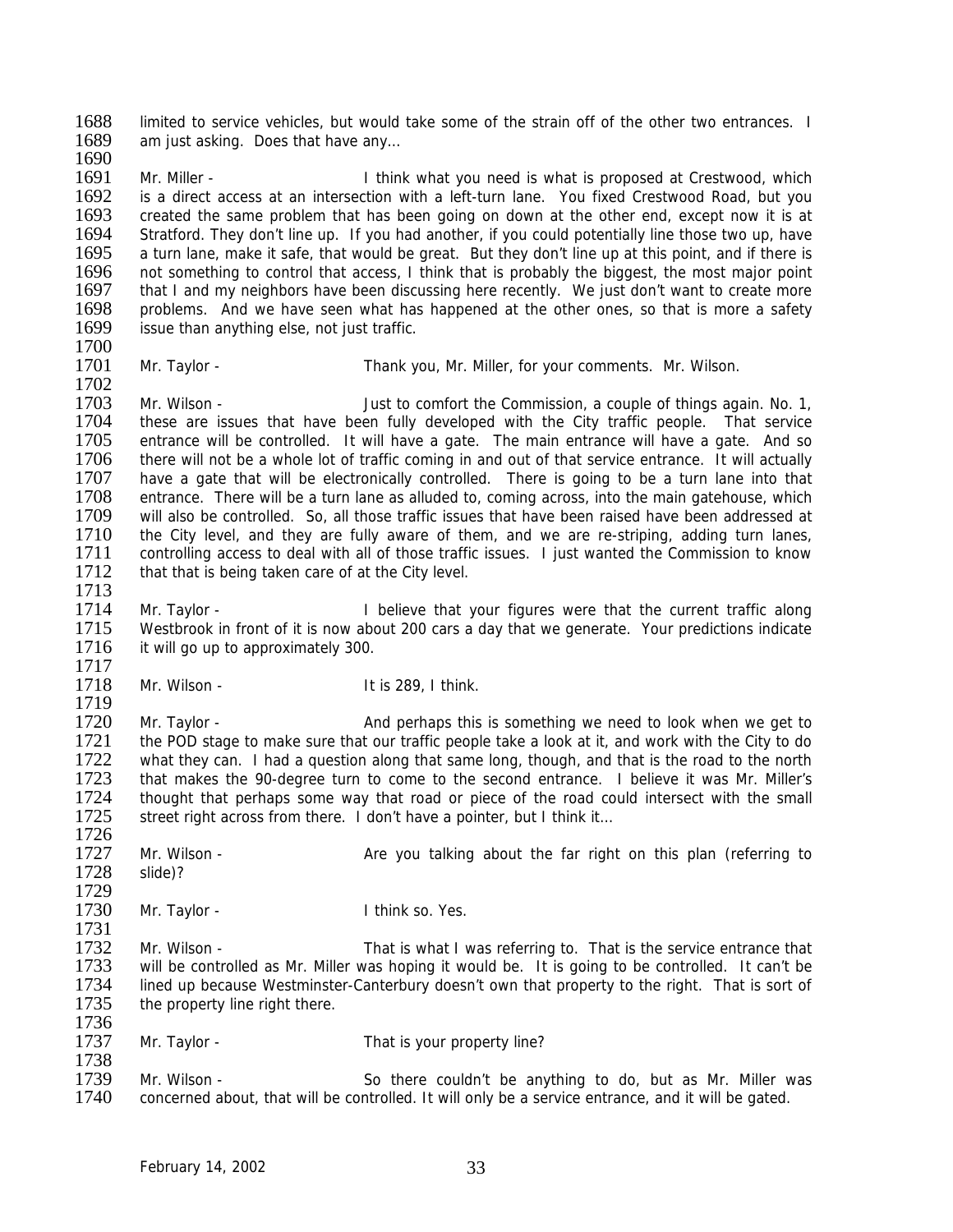limited to service vehicles, but would take some of the strain off of the other two entrances. I am just asking. Does that have any…

Mr. Miller - I think what you need is what is proposed at Crestwood, which is a direct access at an intersection with a left-turn lane. You fixed Crestwood Road, but you created the same problem that has been going on down at the other end, except now it is at Stratford. They don't line up. If you had another, if you could potentially line those two up, have a turn lane, make it safe, that would be great. But they don't line up at this point, and if there is not something to control that access, I think that is probably the biggest, the most major point that I and my neighbors have been discussing here recently. We just don't want to create more problems. And we have seen what has happened at the other ones, so that is more a safety issue than anything else, not just traffic.

Mr. Taylor - Thank you, Mr. Miller, for your comments. Mr. Wilson.

Mr. Wilson - Just to comfort the Commission, a couple of things again. No. 1, these are issues that have been fully developed with the City traffic people. That service entrance will be controlled. It will have a gate. The main entrance will have a gate. And so there will not be a whole lot of traffic coming in and out of that service entrance. It will actually have a gate that will be electronically controlled. There is going to be a turn lane into that entrance. There will be a turn lane as alluded to, coming across, into the main gatehouse, which will also be controlled. So, all those traffic issues that have been raised have been addressed at the City level, and they are fully aware of them, and we are re-striping, adding turn lanes, controlling access to deal with all of those traffic issues. I just wanted the Commission to know that that is being taken care of at the City level.

Mr. Taylor - I believe that your figures were that the current traffic along Westbrook in front of it is now about 200 cars a day that we generate. Your predictions indicate it will go up to approximately 300.

Mr. Wilson - It is 289, I think.

Mr. Taylor - And perhaps this is something we need to look when we get to the POD stage to make sure that our traffic people take a look at it, and work with the City to do what they can. I had a question along that same long, though, and that is the road to the north that makes the 90-degree turn to come to the second entrance. I believe it was Mr. Miller's thought that perhaps some way that road or piece of the road could intersect with the small street right across from there. I don't have a pointer, but I think it…

Mr. Wilson - Are you talking about the far right on this plan (referring to slide)?

Mr. Taylor - I think so. Yes.

Mr. Wilson - That is what I was referring to. That is the service entrance that will be controlled as Mr. Miller was hoping it would be. It is going to be controlled. It can't be lined up because Westminster-Canterbury doesn't own that property to the right. That is sort of the property line right there.

Mr. Taylor - That is your property line?

Mr. Wilson - So there couldn't be anything to do, but as Mr. Miller was concerned about, that will be controlled. It will only be a service entrance, and it will be gated.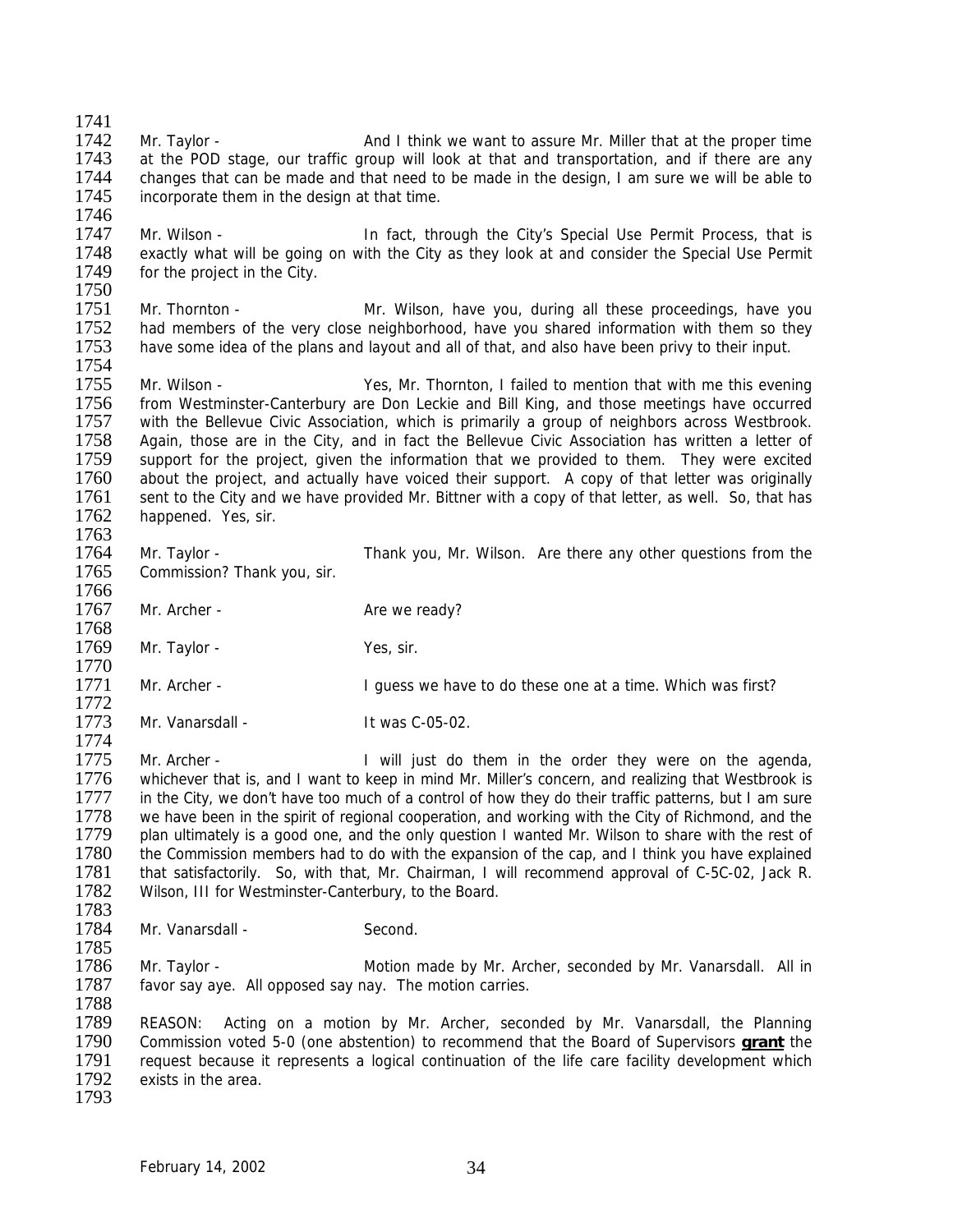Mr. Taylor - And I think we want to assure Mr. Miller that at the proper time at the POD stage, our traffic group will look at that and transportation, and if there are any changes that can be made and that need to be made in the design, I am sure we will be able to incorporate them in the design at that time.

Mr. Wilson - In fact, through the City's Special Use Permit Process, that is exactly what will be going on with the City as they look at and consider the Special Use Permit for the project in the City.

Mr. Thornton - Mr. Wilson, have you, during all these proceedings, have you had members of the very close neighborhood, have you shared information with them so they have some idea of the plans and layout and all of that, and also have been privy to their input.

Mr. Wilson - Yes, Mr. Thornton, I failed to mention that with me this evening from Westminster-Canterbury are Don Leckie and Bill King, and those meetings have occurred with the Bellevue Civic Association, which is primarily a group of neighbors across Westbrook. Again, those are in the City, and in fact the Bellevue Civic Association has written a letter of support for the project, given the information that we provided to them. They were excited about the project, and actually have voiced their support. A copy of that letter was originally sent to the City and we have provided Mr. Bittner with a copy of that letter, as well. So, that has happened. Yes, sir.

Mr. Taylor - Thank you, Mr. Wilson. Are there any other questions from the Commission? Thank you, sir.

Mr. Archer - Are we ready?

Mr. Taylor - Yes, sir.

Mr. Archer - I guess we have to do these one at a time. Which was first?

Mr. Vanarsdall - It was C-05-02.

Mr. Archer - I will just do them in the order they were on the agenda, whichever that is, and I want to keep in mind Mr. Miller's concern, and realizing that Westbrook is in the City, we don't have too much of a control of how they do their traffic patterns, but I am sure we have been in the spirit of regional cooperation, and working with the City of Richmond, and the plan ultimately is a good one, and the only question I wanted Mr. Wilson to share with the rest of the Commission members had to do with the expansion of the cap, and I think you have explained that satisfactorily. So, with that, Mr. Chairman, I will recommend approval of C-5C-02, Jack R. Wilson, III for Westminster-Canterbury, to the Board.

Mr. Vanarsdall - Second.

Mr. Taylor - Motion made by Mr. Archer, seconded by Mr. Vanarsdall. All in favor say aye. All opposed say nay. The motion carries.

REASON: Acting on a motion by Mr. Archer, seconded by Mr. Vanarsdall, the Planning Commission voted 5-0 (one abstention) to recommend that the Board of Supervisors **grant** the request because it represents a logical continuation of the life care facility development which exists in the area.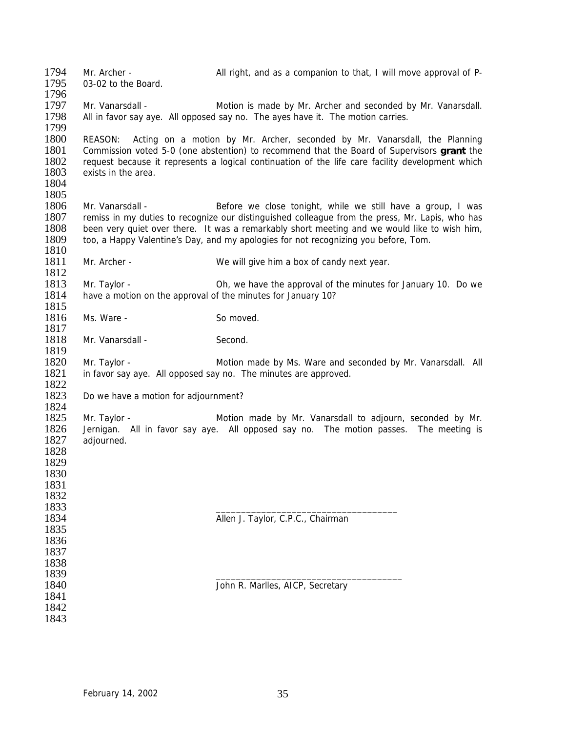Mr. Archer - All right, and as a companion to that, I will move approval of P-03-02 to the Board.

Mr. Vanarsdall - Motion is made by Mr. Archer and seconded by Mr. Vanarsdall. All in favor say aye. All opposed say no. The ayes have it. The motion carries.

REASON: Acting on a motion by Mr. Archer, seconded by Mr. Vanarsdall, the Planning Commission voted 5-0 (one abstention) to recommend that the Board of Supervisors **grant** the request because it represents a logical continuation of the life care facility development which exists in the area.

Mr. Vanarsdall - Before we close tonight, while we still have a group, I was remiss in my duties to recognize our distinguished colleague from the press, Mr. Lapis, who has been very quiet over there. It was a remarkably short meeting and we would like to wish him, too, a Happy Valentine's Day, and my apologies for not recognizing you before, Tom.

Mr. Archer - We will give him a box of candy next year.

Mr. Taylor - Oh, we have the approval of the minutes for January 10. Do we have a motion on the approval of the minutes for January 10?

Ms. Ware - So moved.

Mr. Vanarsdall - Second.

Mr. Taylor - Motion made by Ms. Ware and seconded by Mr. Vanarsdall. All in favor say aye. All opposed say no. The minutes are approved.

Do we have a motion for adjournment?

Mr. Taylor - Motion made by Mr. Vanarsdall to adjourn, seconded by Mr. Jernigan. All in favor say aye. All opposed say no. The motion passes. The meeting is adjourned.

\_\_\_\_\_\_\_\_\_\_\_\_\_\_\_\_\_\_\_\_\_\_\_\_\_\_\_\_\_\_\_\_\_\_\_\_
Allen J. Taylor, C.P.C., Chairman

\_\_\_\_\_\_\_\_\_\_\_\_\_\_\_\_\_\_\_\_\_\_\_\_\_\_\_\_\_\_\_\_\_\_\_\_
John R. Marlles, AICP, Secretary